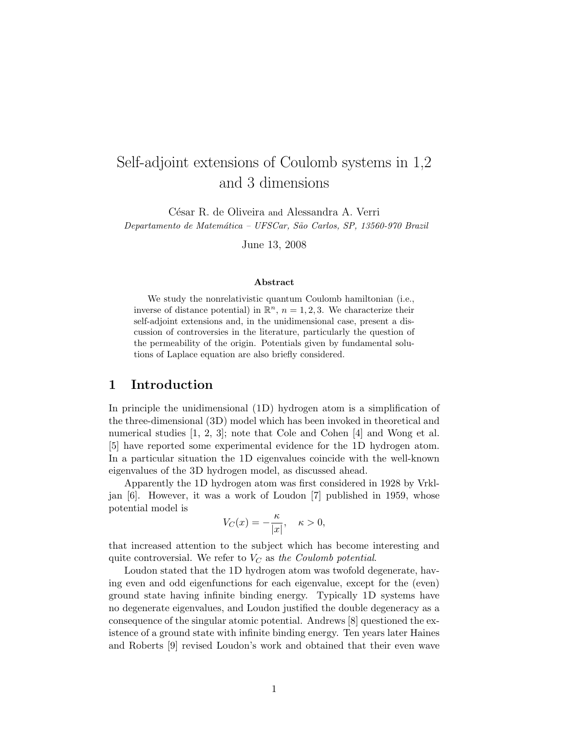# Self-adjoint extensions of Coulomb systems in 1,2 and 3 dimensions

César R. de Oliveira and Alessandra A. Verri

*Departamento de Matemática – UFSCar, São Carlos, SP, 13560-970 Brazil*

June 13, 2008

### Abstract

We study the nonrelativistic quantum Coulomb hamiltonian (i.e., inverse of distance potential) in $\mathbb{R}^n$, $n = 1, 2, 3$. We characterize their self-adjoint extensions and, in the unidimensional case, present a discussion of controversies in the literature, particularly the question of the permeability of the origin. Potentials given by fundamental solutions of Laplace equation are also briefly considered.

## 1 Introduction

In principle the unidimensional (1D) hydrogen atom is a simplification of the three-dimensional (3D) model which has been invoked in theoretical and numerical studies [1, 2, 3]; note that Cole and Cohen [4] and Wong et al. [5] have reported some experimental evidence for the 1D hydrogen atom. In a particular situation the 1D eigenvalues coincide with the well-known eigenvalues of the 3D hydrogen model, as discussed ahead.

Apparently the 1D hydrogen atom was first considered in 1928 by Vrkljan [6]. However, it was a work of Loudon [7] published in 1959, whose potential model is

$$V_C(x) = -\frac{\kappa}{|x|}, \quad \kappa > 0,$$

that increased attention to the subject which has become interesting and quite controversial. We refer to $V_C$ as *the Coulomb potential*.

Loudon stated that the 1D hydrogen atom was twofold degenerate, having even and odd eigenfunctions for each eigenvalue, except for the (even) ground state having infinite binding energy. Typically 1D systems have no degenerate eigenvalues, and Loudon justified the double degeneracy as a consequence of the singular atomic potential. Andrews [8] questioned the existence of a ground state with infinite binding energy. Ten years later Haines and Roberts [9] revised Loudon's work and obtained that their even wave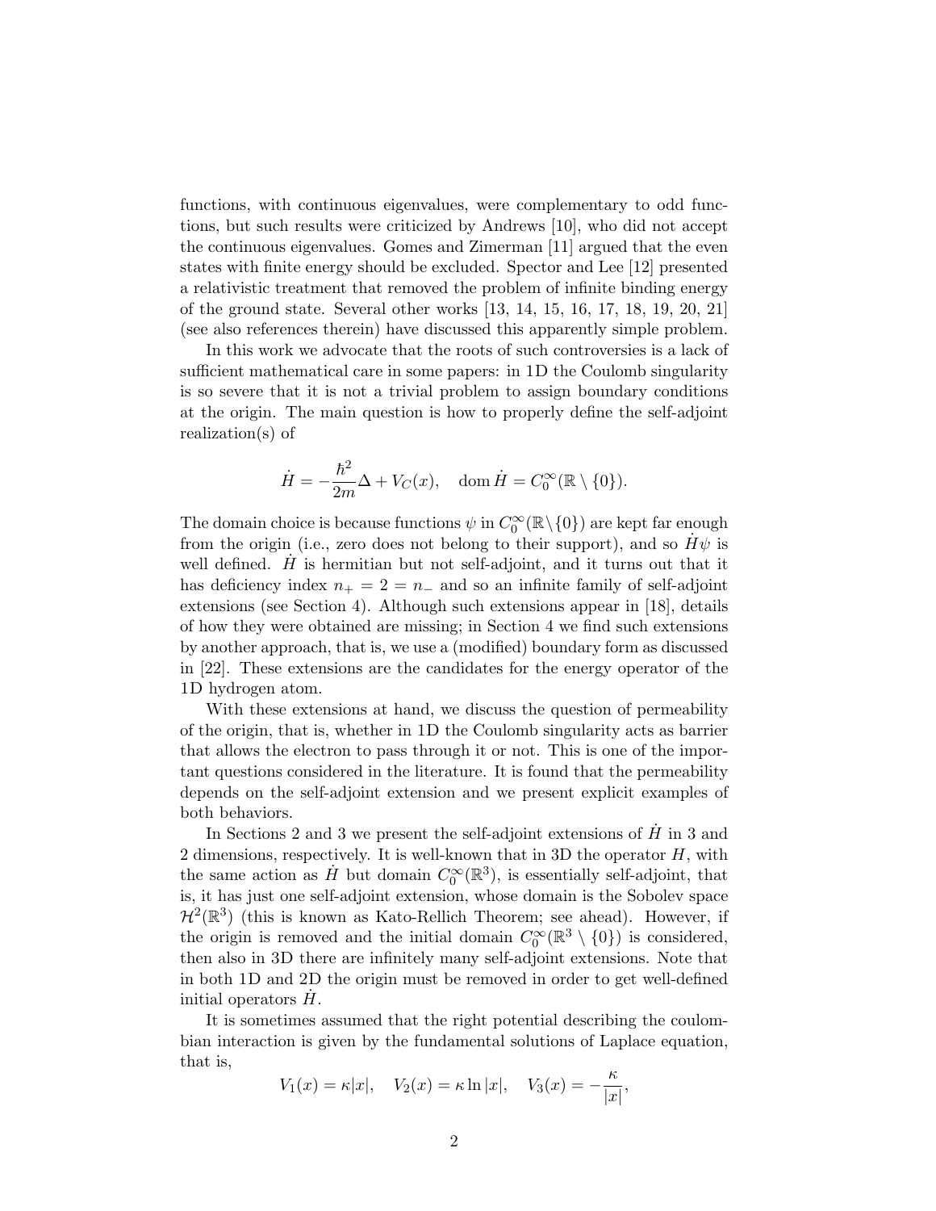functions, with continuous eigenvalues, were complementary to odd functions, but such results were criticized by Andrews [10], who did not accept the continuous eigenvalues. Gomes and Zimerman [11] argued that the even states with finite energy should be excluded. Spector and Lee [12] presented a relativistic treatment that removed the problem of infinite binding energy of the ground state. Several other works [13, 14, 15, 16, 17, 18, 19, 20, 21] (see also references therein) have discussed this apparently simple problem.

In this work we advocate that the roots of such controversies is a lack of sufficient mathematical care in some papers: in 1D the Coulomb singularity is so severe that it is not a trivial problem to assign boundary conditions at the origin. The main question is how to properly define the self-adjoint realization(s) of

$$\dot{H} = -\frac{\hbar^2}{2m}\Delta + V_C(x), \quad \operatorname{dom} \dot{H} = C_0^\infty(\mathbb{R} \setminus \{0\}).$$

The domain choice is because functions $\psi$ in $C_0^\infty(\mathbb{R}\setminus\{0\})$ are kept far enough from the origin (i.e., zero does not belong to their support), and so $\dot{H}\psi$ is well defined. $\dot{H}$ is hermitian but not self-adjoint, and it turns out that it has deficiency index $n_+ = 2 = n_-$ and so an infinite family of self-adjoint extensions (see Section 4). Although such extensions appear in [18], details of how they were obtained are missing; in Section 4 we find such extensions by another approach, that is, we use a (modified) boundary form as discussed in [22]. These extensions are the candidates for the energy operator of the 1D hydrogen atom.

With these extensions at hand, we discuss the question of permeability of the origin, that is, whether in 1D the Coulomb singularity acts as barrier that allows the electron to pass through it or not. This is one of the important questions considered in the literature. It is found that the permeability depends on the self-adjoint extension and we present explicit examples of both behaviors.

In Sections 2 and 3 we present the self-adjoint extensions of $\dot{H}$ in 3 and 2 dimensions, respectively. It is well-known that in 3D the operator $H$, with the same action as $\dot{H}$ but domain $C_0^\infty(\mathbb{R}^3)$, is essentially self-adjoint, that is, it has just one self-adjoint extension, whose domain is the Sobolev space $\mathcal{H}^2(\mathbb{R}^3)$ (this is known as Kato-Rellich Theorem; see ahead). However, if the origin is removed and the initial domain $C_0^\infty(\mathbb{R}^3 \setminus \{0\})$ is considered, then also in 3D there are infinitely many self-adjoint extensions. Note that in both 1D and 2D the origin must be removed in order to get well-defined initial operators $\dot{H}$.

It is sometimes assumed that the right potential describing the coulombian interaction is given by the fundamental solutions of Laplace equation, that is,

$$V_1(x) = \kappa|x|, \quad V_2(x) = \kappa \ln|x|, \quad V_3(x) = -\frac{\kappa}{|x|},$$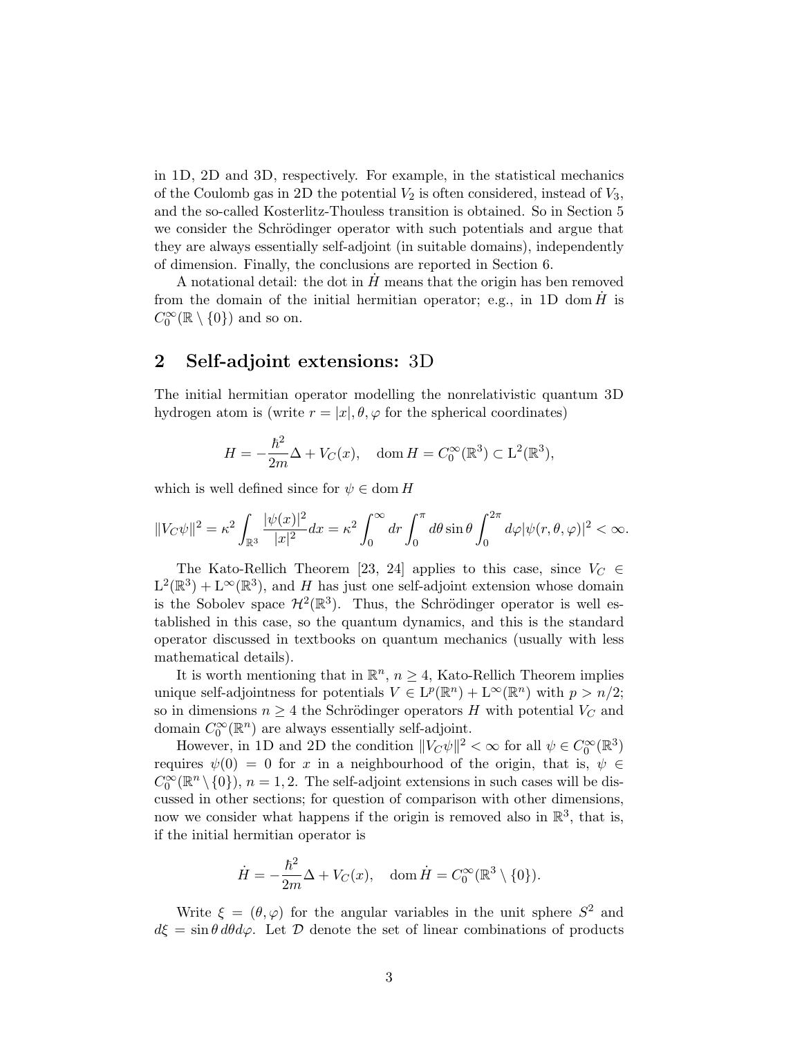in 1D, 2D and 3D, respectively. For example, in the statistical mechanics of the Coulomb gas in 2D the potential $V_2$ is often considered, instead of $V_3$, and the so-called Kosterlitz-Thouless transition is obtained. So in Section 5 we consider the Schrödinger operator with such potentials and argue that they are always essentially self-adjoint (in suitable domains), independently of dimension. Finally, the conclusions are reported in Section 6.

A notational detail: the dot in $\dot{H}$ means that the origin has ben removed from the domain of the initial hermitian operator; e.g., in 1D $\mathrm{dom}\,\dot{H}$ is $C_0^\infty(\mathbb{R}\setminus\{0\})$ and so on.

## 2 Self-adjoint extensions: 3D

The initial hermitian operator modelling the nonrelativistic quantum 3D hydrogen atom is (write $r = |x|, \theta, \varphi$ for the spherical coordinates)

$$H = -\frac{\hbar^2}{2m}\Delta + V_C(x), \quad \mathrm{dom}\, H = C_0^\infty(\mathbb{R}^3) \subset \mathrm{L}^2(\mathbb{R}^3),$$

which is well defined since for $\psi \in \mathrm{dom}\, H$

$$\|V_C\psi\|^2 = \kappa^2 \int_{\mathbb{R}^3} \frac{|\psi(x)|^2}{|x|^2} dx = \kappa^2 \int_0^\infty dr \int_0^\pi d\theta \sin\theta \int_0^{2\pi} d\varphi |\psi(r,\theta,\varphi)|^2 < \infty.$$

The Kato-Rellich Theorem [23, 24] applies to this case, since $V_C \in \mathrm{L}^2(\mathbb{R}^3) + \mathrm{L}^\infty(\mathbb{R}^3)$, and $H$ has just one self-adjoint extension whose domain is the Sobolev space $\mathcal{H}^2(\mathbb{R}^3)$. Thus, the Schrödinger operator is well established in this case, so the quantum dynamics, and this is the standard operator discussed in textbooks on quantum mechanics (usually with less mathematical details).

It is worth mentioning that in $\mathbb{R}^n$, $n \geq 4$, Kato-Rellich Theorem implies unique self-adjointness for potentials $V \in \mathrm{L}^p(\mathbb{R}^n) + \mathrm{L}^\infty(\mathbb{R}^n)$ with $p > n/2$; so in dimensions $n \geq 4$ the Schrödinger operators $H$ with potential $V_C$ and domain $C_0^\infty(\mathbb{R}^n)$ are always essentially self-adjoint.

However, in 1D and 2D the condition $\|V_C\psi\|^2 < \infty$ for all $\psi \in C_0^\infty(\mathbb{R}^3)$ requires $\psi(0) = 0$ for $x$ in a neighbourhood of the origin, that is, $\psi \in C_0^\infty(\mathbb{R}^n \setminus \{0\})$, $n = 1, 2$. The self-adjoint extensions in such cases will be discussed in other sections; for question of comparison with other dimensions, now we consider what happens if the origin is removed also in $\mathbb{R}^3$, that is, if the initial hermitian operator is

$$\dot{H} = -\frac{\hbar^2}{2m}\Delta + V_C(x), \quad \mathrm{dom}\,\dot{H} = C_0^\infty(\mathbb{R}^3 \setminus \{0\}).$$

Write $\xi = (\theta, \varphi)$ for the angular variables in the unit sphere $S^2$ and $d\xi = \sin\theta\, d\theta d\varphi$. Let $\mathcal{D}$ denote the set of linear combinations of products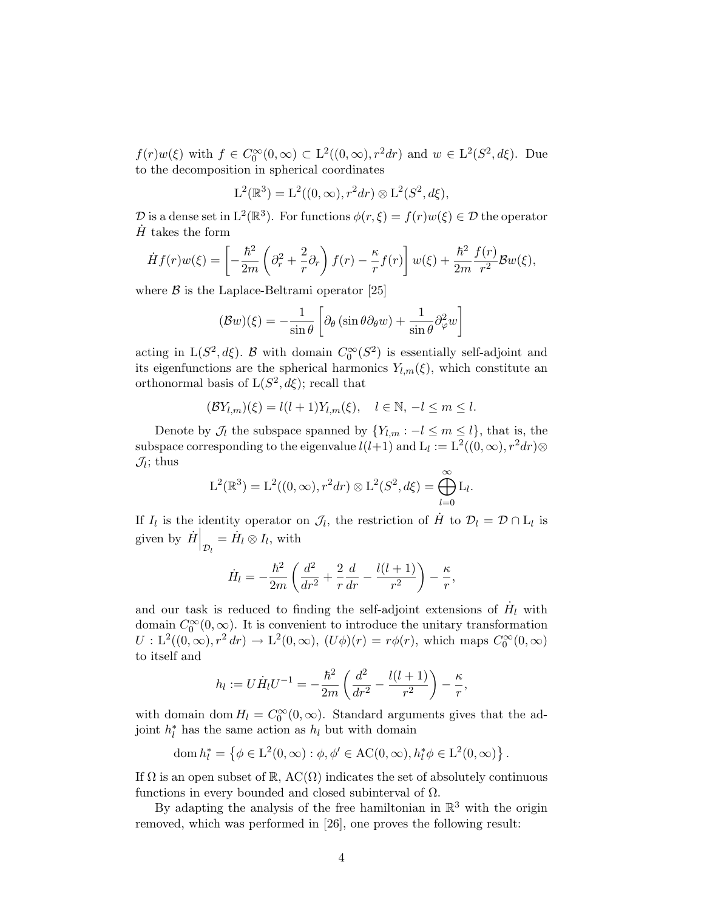$f(r)w(\xi)$ with $f \in C_0^\infty(0,\infty) \subset \mathrm{L}^2((0,\infty), r^2 dr)$ and $w \in \mathrm{L}^2(S^2, d\xi)$. Due to the decomposition in spherical coordinates

$$\mathrm{L}^2(\mathbb{R}^3) = \mathrm{L}^2((0,\infty), r^2 dr) \otimes \mathrm{L}^2(S^2, d\xi),$$

$\mathcal{D}$ is a dense set in $\mathrm{L}^2(\mathbb{R}^3)$. For functions $\phi(r,\xi) = f(r)w(\xi) \in \mathcal{D}$ the operator $\dot{H}$ takes the form

$$\dot{H} f(r)w(\xi) = \left[ -\frac{\hbar^2}{2m}\left(\partial_r^2 + \frac{2}{r}\partial_r\right) f(r) - \frac{\kappa}{r} f(r) \right] w(\xi) + \frac{\hbar^2}{2m}\frac{f(r)}{r^2}\mathcal{B}w(\xi),$$

where $\mathcal{B}$ is the Laplace-Beltrami operator [25]

$$(\mathcal{B}w)(\xi) = -\frac{1}{\sin\theta}\left[ \partial_\theta\left(\sin\theta\,\partial_\theta w\right) + \frac{1}{\sin\theta}\partial_\varphi^2 w \right]$$

acting in $\mathrm{L}(S^2, d\xi)$. $\mathcal{B}$ with domain $C_0^\infty(S^2)$ is essentially self-adjoint and its eigenfunctions are the spherical harmonics $Y_{l,m}(\xi)$, which constitute an orthonormal basis of $\mathrm{L}(S^2, d\xi)$; recall that

$$(\mathcal{B}Y_{l,m})(\xi) = l(l+1)Y_{l,m}(\xi), \quad l \in \mathbb{N},\ -l \le m \le l.$$

Denote by $\mathcal{J}_l$ the subspace spanned by $\{Y_{l,m} : -l \le m \le l\}$, that is, the subspace corresponding to the eigenvalue $l(l+1)$ and $\mathrm{L}_l := \mathrm{L}^2((0,\infty), r^2 dr) \otimes \mathcal{J}_l$; thus

$$\mathrm{L}^2(\mathbb{R}^3) = \mathrm{L}^2((0,\infty), r^2 dr) \otimes \mathrm{L}^2(S^2, d\xi) = \bigoplus_{l=0}^{\infty} \mathrm{L}_l.$$

If $I_l$ is the identity operator on $\mathcal{J}_l$, the restriction of $\dot{H}$ to $\mathcal{D}_l = \mathcal{D} \cap \mathrm{L}_l$ is given by $\dot{H}\Big|_{\mathcal{D}_l} = \dot{H}_l \otimes I_l$, with

$$\dot{H}_l = -\frac{\hbar^2}{2m}\left( \frac{d^2}{dr^2} + \frac{2}{r}\frac{d}{dr} - \frac{l(l+1)}{r^2} \right) - \frac{\kappa}{r},$$

and our task is reduced to finding the self-adjoint extensions of $\dot{H}_l$ with domain $C_0^\infty(0,\infty)$. It is convenient to introduce the unitary transformation $U : \mathrm{L}^2((0,\infty), r^2\, dr) \to \mathrm{L}^2(0,\infty)$, $(U\phi)(r) = r\phi(r)$, which maps $C_0^\infty(0,\infty)$ to itself and

$$h_l := U\dot{H}_l U^{-1} = -\frac{\hbar^2}{2m}\left( \frac{d^2}{dr^2} - \frac{l(l+1)}{r^2} \right) - \frac{\kappa}{r},$$

with domain $\operatorname{dom} H_l = C_0^\infty(0,\infty)$. Standard arguments gives that the adjoint $h_l^*$ has the same action as $h_l$ but with domain

$$\operatorname{dom} h_l^* = \left\{ \phi \in \mathrm{L}^2(0,\infty) : \phi, \phi' \in \mathrm{AC}(0,\infty), h_l^*\phi \in \mathrm{L}^2(0,\infty) \right\}.$$

If $\Omega$ is an open subset of $\mathbb{R}$, $\mathrm{AC}(\Omega)$ indicates the set of absolutely continuous functions in every bounded and closed subinterval of $\Omega$.

By adapting the analysis of the free hamiltonian in $\mathbb{R}^3$ with the origin removed, which was performed in [26], one proves the following result: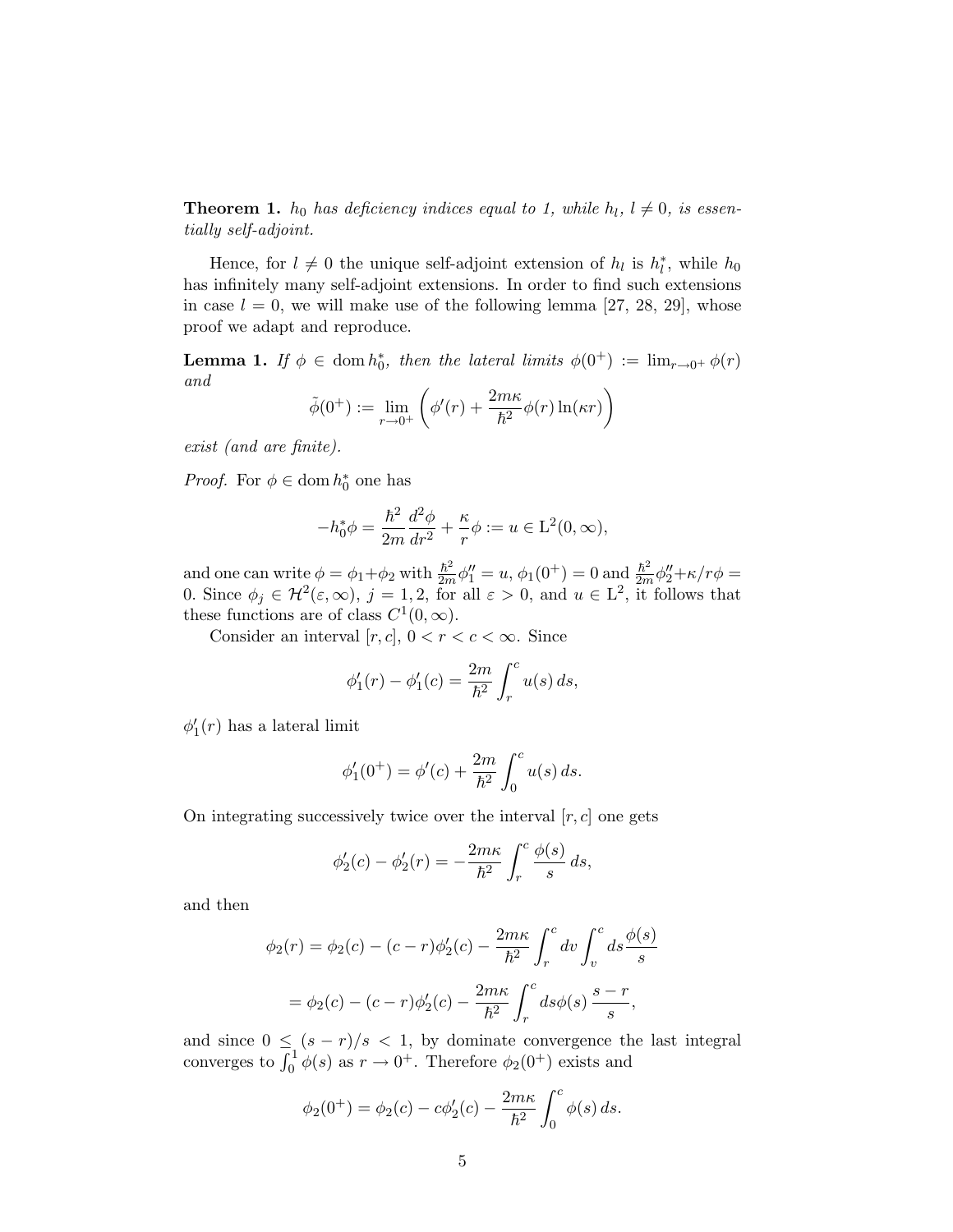**Theorem 1.** *$h_0$ has deficiency indices equal to 1, while $h_l$, $l \neq 0$, is essentially self-adjoint.*

Hence, for $l \neq 0$ the unique self-adjoint extension of $h_l$ is $h_l^*$, while $h_0$ has infinitely many self-adjoint extensions. In order to find such extensions in case $l = 0$, we will make use of the following lemma [27, 28, 29], whose proof we adapt and reproduce.

**Lemma 1.** *If $\phi \in \operatorname{dom} h_0^*$, then the lateral limits $\phi(0^+) := \lim_{r\to 0^+} \phi(r)$ and*

$$\tilde{\phi}(0^+) := \lim_{r\to 0^+} \left( \phi'(r) + \frac{2m\kappa}{\hbar^2} \phi(r) \ln(\kappa r) \right)$$

*exist (and are finite).*

*Proof.* For $\phi \in \operatorname{dom} h_0^*$ one has

$$-h_0^* \phi = \frac{\hbar^2}{2m} \frac{d^2\phi}{dr^2} + \frac{\kappa}{r}\phi := u \in \mathrm{L}^2(0,\infty),$$

and one can write $\phi = \phi_1 + \phi_2$ with $\frac{\hbar^2}{2m}\phi_1'' = u$, $\phi_1(0^+) = 0$ and $\frac{\hbar^2}{2m}\phi_2'' + \kappa/r\phi = 0$. Since $\phi_j \in \mathcal{H}^2(\varepsilon,\infty)$, $j = 1, 2$, for all $\varepsilon > 0$, and $u \in \mathrm{L}^2$, it follows that these functions are of class $C^1(0,\infty)$.

Consider an interval $[r, c]$, $0 < r < c < \infty$. Since

$$\phi_1'(r) - \phi_1'(c) = \frac{2m}{\hbar^2} \int_r^c u(s)\, ds,$$

$\phi_1'(r)$ has a lateral limit

$$\phi_1'(0^+) = \phi'(c) + \frac{2m}{\hbar^2} \int_0^c u(s)\, ds.$$

On integrating successively twice over the interval $[r, c]$ one gets

$$\phi_2'(c) - \phi_2'(r) = -\frac{2m\kappa}{\hbar^2} \int_r^c \frac{\phi(s)}{s}\, ds,$$

and then

$$\begin{aligned}
\phi_2(r) &= \phi_2(c) - (c - r)\phi_2'(c) - \frac{2m\kappa}{\hbar^2} \int_r^c dv \int_v^c ds \frac{\phi(s)}{s} \\
&= \phi_2(c) - (c - r)\phi_2'(c) - \frac{2m\kappa}{\hbar^2} \int_r^c ds \phi(s)\, \frac{s - r}{s},
\end{aligned}$$

and since $0 \leq (s - r)/s < 1$, by dominate convergence the last integral converges to $\int_0^1 \phi(s)$ as $r \to 0^+$. Therefore $\phi_2(0^+)$ exists and

$$\phi_2(0^+) = \phi_2(c) - c\phi_2'(c) - \frac{2m\kappa}{\hbar^2} \int_0^c \phi(s)\, ds.$$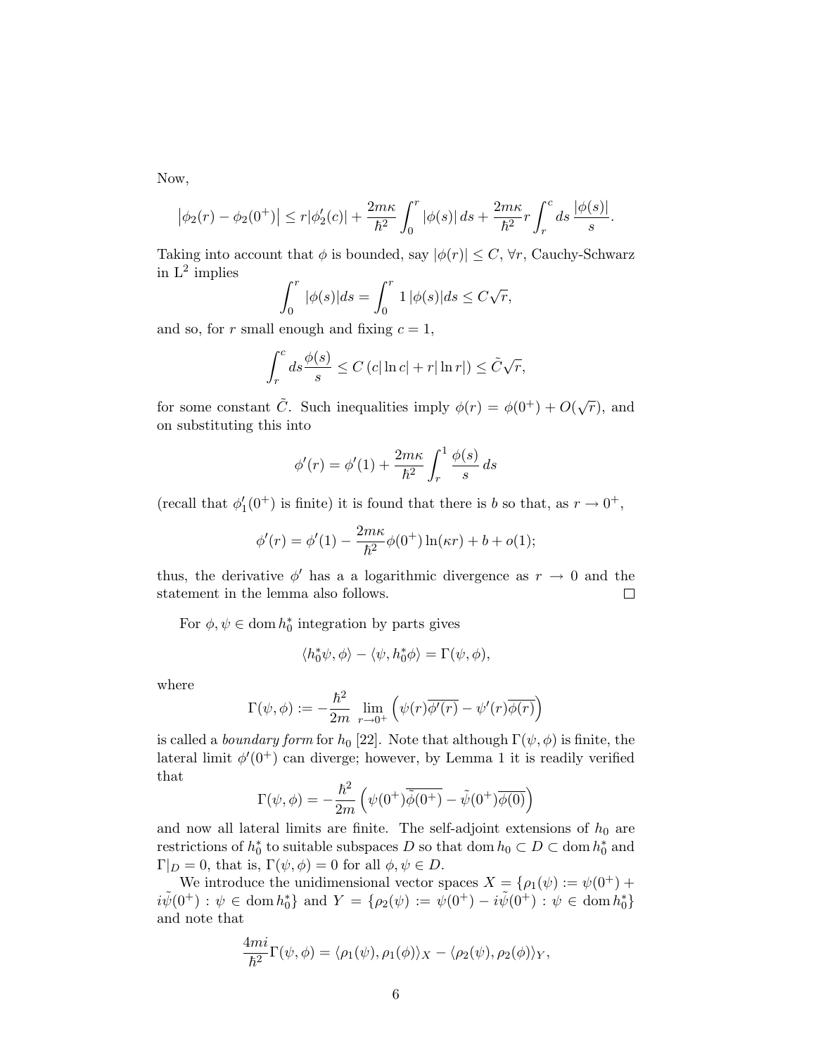Now,

$$\left|\phi_2(r) - \phi_2(0^+)\right| \le r|\phi_2'(c)| + \frac{2m\kappa}{\hbar^2}\int_0^r |\phi(s)|\, ds + \frac{2m\kappa}{\hbar^2} r \int_r^c ds\, \frac{|\phi(s)|}{s}.$$

Taking into account that $\phi$ is bounded, say $|\phi(r)| \le C$, $\forall r$, Cauchy-Schwarz in $\mathrm{L}^2$ implies

$$\int_0^r |\phi(s)| ds = \int_0^r 1\, |\phi(s)| ds \le C\sqrt{r},$$

and so, for $r$ small enough and fixing $c = 1$,

$$\int_r^c ds \frac{\phi(s)}{s} \le C\left(c|\ln c| + r|\ln r|\right) \le \tilde{C}\sqrt{r},$$

for some constant $\tilde{C}$. Such inequalities imply $\phi(r) = \phi(0^+) + O(\sqrt{r})$, and on substituting this into

$$\phi'(r) = \phi'(1) + \frac{2m\kappa}{\hbar^2}\int_r^1 \frac{\phi(s)}{s}\, ds$$

(recall that $\phi_1'(0^+)$ is finite) it is found that there is $b$ so that, as $r \to 0^+$,

$$\phi'(r) = \phi'(1) - \frac{2m\kappa}{\hbar^2}\phi(0^+)\ln(\kappa r) + b + o(1);$$

thus, the derivative $\phi'$ has a a logarithmic divergence as $r \to 0$ and the statement in the lemma also follows. □

For $\phi, \psi \in \operatorname{dom} h_0^*$ integration by parts gives

$$\langle h_0^*\psi, \phi\rangle - \langle \psi, h_0^*\phi\rangle = \Gamma(\psi, \phi),$$

where

$$\Gamma(\psi,\phi) := -\frac{\hbar^2}{2m}\lim_{r\to 0^+}\left(\psi(r)\overline{\phi'(r)} - \psi'(r)\overline{\phi(r)}\right)$$

is called a *boundary form* for $h_0$ [22]. Note that although $\Gamma(\psi,\phi)$ is finite, the lateral limit $\phi'(0^+)$ can diverge; however, by Lemma 1 it is readily verified that

$$\Gamma(\psi,\phi) = -\frac{\hbar^2}{2m}\left(\psi(0^+)\overline{\tilde{\phi}(0^+)} - \tilde{\psi}(0^+)\overline{\phi(0)}\right)$$

and now all lateral limits are finite. The self-adjoint extensions of $h_0$ are restrictions of $h_0^*$ to suitable subspaces $D$ so that $\operatorname{dom} h_0 \subset D \subset \operatorname{dom} h_0^*$ and $\Gamma|_D = 0$, that is, $\Gamma(\psi,\phi) = 0$ for all $\phi, \psi \in D$.

We introduce the unidimensional vector spaces $X = \{\rho_1(\psi) := \psi(0^+) + i\tilde{\psi}(0^+) : \psi \in \operatorname{dom} h_0^*\}$ and $Y = \{\rho_2(\psi) := \psi(0^+) - i\tilde{\psi}(0^+) : \psi \in \operatorname{dom} h_0^*\}$ and note that

$$\frac{4mi}{\hbar^2}\Gamma(\psi,\phi) = \langle \rho_1(\psi), \rho_1(\phi)\rangle_X - \langle \rho_2(\psi), \rho_2(\phi)\rangle_Y,$$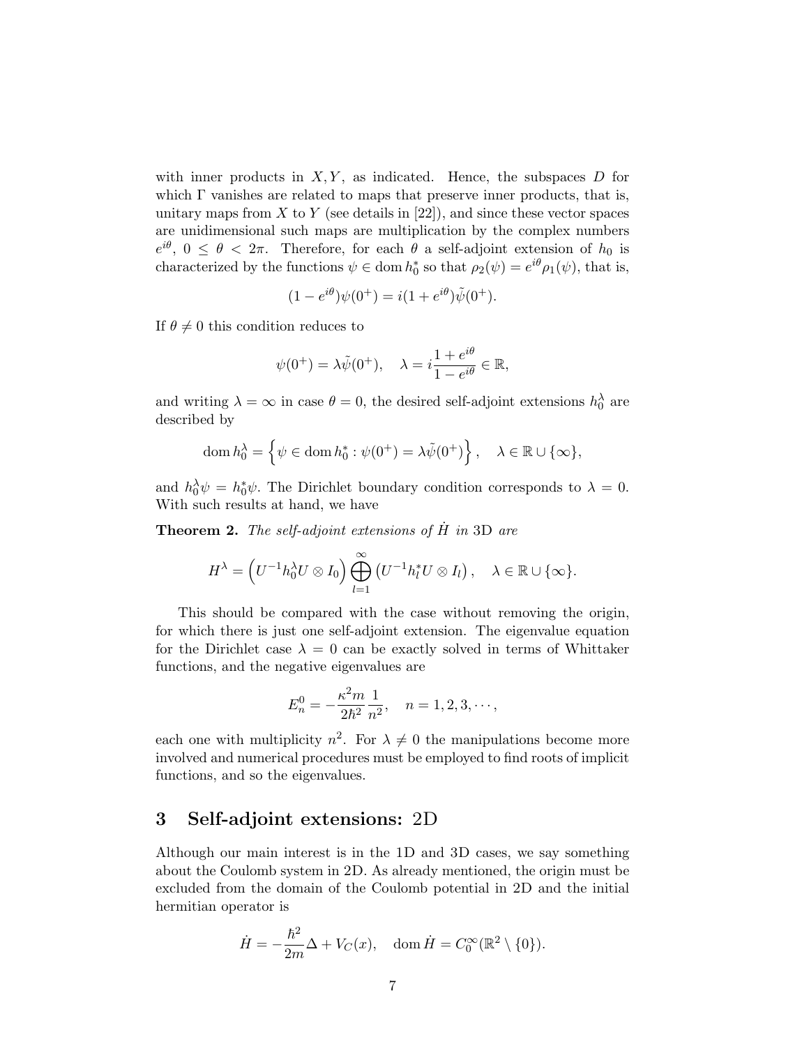with inner products in $X, Y$, as indicated. Hence, the subspaces $D$ for which $\Gamma$ vanishes are related to maps that preserve inner products, that is, unitary maps from $X$ to $Y$ (see details in [22]), and since these vector spaces are unidimensional such maps are multiplication by the complex numbers $e^{i\theta}$, $0 \leq \theta < 2\pi$. Therefore, for each $\theta$ a self-adjoint extension of $h_0$ is characterized by the functions $\psi \in \operatorname{dom} h_0^*$ so that $\rho_2(\psi) = e^{i\theta}\rho_1(\psi)$, that is,

$$(1 - e^{i\theta})\psi(0^+) = i(1 + e^{i\theta})\tilde{\psi}(0^+).$$

If $\theta \neq 0$ this condition reduces to

$$\psi(0^+) = \lambda\tilde{\psi}(0^+), \quad \lambda = i\frac{1 + e^{i\theta}}{1 - e^{i\theta}} \in \mathbb{R},$$

and writing $\lambda = \infty$ in case $\theta = 0$, the desired self-adjoint extensions $h_0^\lambda$ are described by

$$\operatorname{dom} h_0^\lambda = \left\{\psi \in \operatorname{dom} h_0^* : \psi(0^+) = \lambda\tilde{\psi}(0^+)\right\}, \quad \lambda \in \mathbb{R} \cup \{\infty\},$$

and $h_0^\lambda\psi = h_0^*\psi$. The Dirichlet boundary condition corresponds to $\lambda = 0$. With such results at hand, we have

**Theorem 2.** *The self-adjoint extensions of $\dot{H}$ in 3D are*

$$H^\lambda = \left(U^{-1}h_0^\lambda U \otimes I_0\right) \bigoplus_{l=1}^{\infty} \left(U^{-1}h_l^* U \otimes I_l\right), \quad \lambda \in \mathbb{R} \cup \{\infty\}.$$

This should be compared with the case without removing the origin, for which there is just one self-adjoint extension. The eigenvalue equation for the Dirichlet case $\lambda = 0$ can be exactly solved in terms of Whittaker functions, and the negative eigenvalues are

$$E_n^0 = -\frac{\kappa^2 m}{2\hbar^2}\frac{1}{n^2}, \quad n = 1, 2, 3, \cdots,$$

each one with multiplicity $n^2$. For $\lambda \neq 0$ the manipulations become more involved and numerical procedures must be employed to find roots of implicit functions, and so the eigenvalues.

## 3 Self-adjoint extensions: 2D

Although our main interest is in the 1D and 3D cases, we say something about the Coulomb system in 2D. As already mentioned, the origin must be excluded from the domain of the Coulomb potential in 2D and the initial hermitian operator is

$$\dot{H} = -\frac{\hbar^2}{2m}\Delta + V_C(x), \quad \operatorname{dom} \dot{H} = C_0^\infty(\mathbb{R}^2 \setminus \{0\}).$$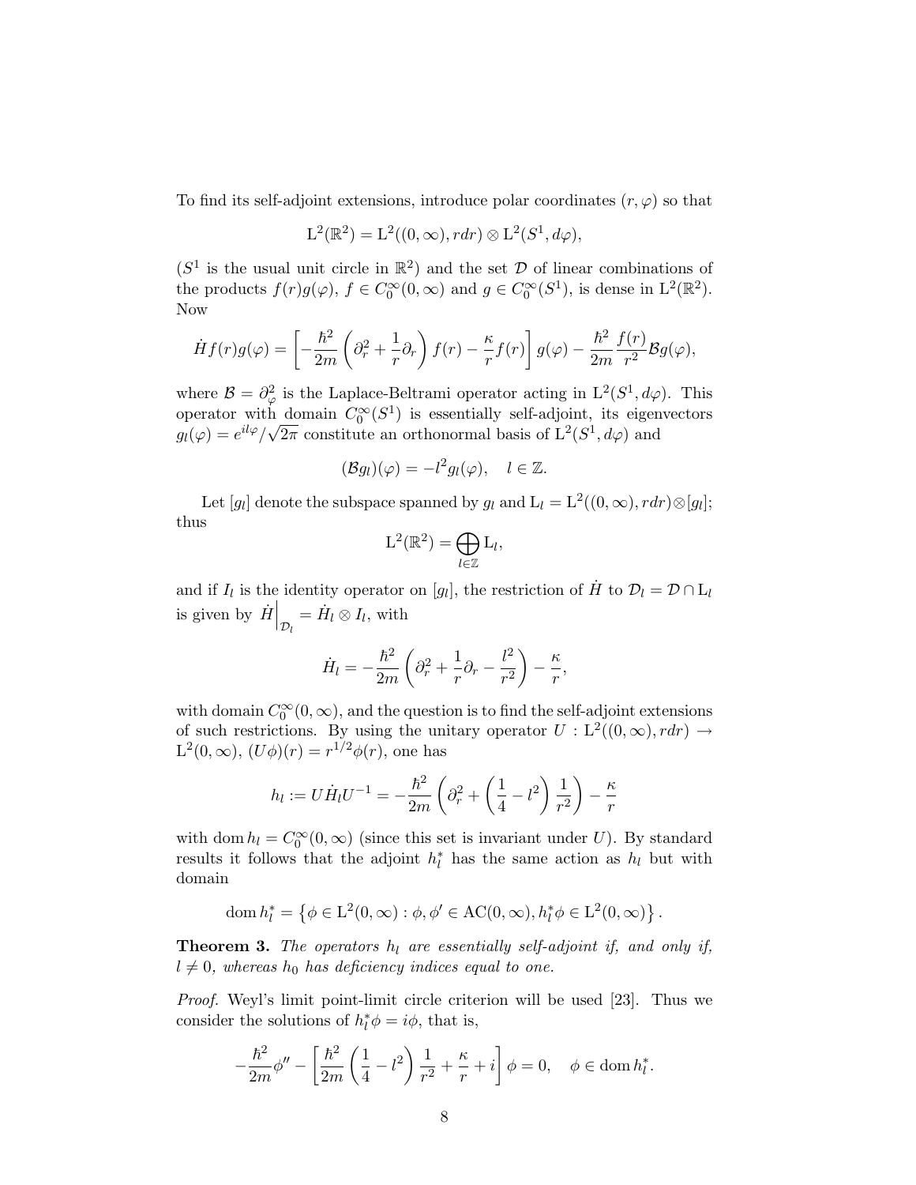To find its self-adjoint extensions, introduce polar coordinates $(r, \varphi)$ so that

$$\mathrm{L}^2(\mathbb{R}^2) = \mathrm{L}^2((0,\infty), rdr) \otimes \mathrm{L}^2(S^1, d\varphi),$$

($S^1$ is the usual unit circle in $\mathbb{R}^2$) and the set $\mathcal{D}$ of linear combinations of the products $f(r)g(\varphi)$, $f \in C_0^\infty(0,\infty)$ and $g \in C_0^\infty(S^1)$, is dense in $\mathrm{L}^2(\mathbb{R}^2)$. Now

$$\dot{H} f(r)g(\varphi) = \left[ -\frac{\hbar^2}{2m} \left( \partial_r^2 + \frac{1}{r}\partial_r \right) f(r) - \frac{\kappa}{r} f(r) \right] g(\varphi) - \frac{\hbar^2}{2m} \frac{f(r)}{r^2} \mathcal{B} g(\varphi),$$

where $\mathcal{B} = \partial_\varphi^2$ is the Laplace-Beltrami operator acting in $\mathrm{L}^2(S^1, d\varphi)$. This operator with domain $C_0^\infty(S^1)$ is essentially self-adjoint, its eigenvectors $g_l(\varphi) = e^{il\varphi}/\sqrt{2\pi}$ constitute an orthonormal basis of $\mathrm{L}^2(S^1, d\varphi)$ and

$$(\mathcal{B} g_l)(\varphi) = -l^2 g_l(\varphi), \quad l \in \mathbb{Z}.$$

Let $[g_l]$ denote the subspace spanned by $g_l$ and $\mathrm{L}_l = \mathrm{L}^2((0,\infty), rdr) \otimes [g_l]$; thus

$$\mathrm{L}^2(\mathbb{R}^2) = \bigoplus_{l \in \mathbb{Z}} \mathrm{L}_l,$$

and if $I_l$ is the identity operator on $[g_l]$, the restriction of $\dot{H}$ to $\mathcal{D}_l = \mathcal{D} \cap \mathrm{L}_l$ is given by $\dot{H}\Big|_{\mathcal{D}_l} = \dot{H}_l \otimes I_l$, with

$$\dot{H}_l = -\frac{\hbar^2}{2m} \left( \partial_r^2 + \frac{1}{r}\partial_r - \frac{l^2}{r^2} \right) - \frac{\kappa}{r},$$

with domain $C_0^\infty(0,\infty)$, and the question is to find the self-adjoint extensions of such restrictions. By using the unitary operator $U : \mathrm{L}^2((0,\infty), rdr) \to \mathrm{L}^2(0,\infty)$, $(U\phi)(r) = r^{1/2}\phi(r)$, one has

$$h_l := U \dot{H}_l U^{-1} = -\frac{\hbar^2}{2m} \left( \partial_r^2 + \left( \frac{1}{4} - l^2 \right) \frac{1}{r^2} \right) - \frac{\kappa}{r}$$

with $\operatorname{dom} h_l = C_0^\infty(0,\infty)$ (since this set is invariant under $U$). By standard results it follows that the adjoint $h_l^*$ has the same action as $h_l$ but with domain

$$\operatorname{dom} h_l^* = \left\{ \phi \in \mathrm{L}^2(0,\infty) : \phi, \phi' \in \mathrm{AC}(0,\infty), h_l^* \phi \in \mathrm{L}^2(0,\infty) \right\}.$$

**Theorem 3.** *The operators $h_l$ are essentially self-adjoint if, and only if, $l \neq 0$, whereas $h_0$ has deficiency indices equal to one.*

*Proof.* Weyl's limit point-limit circle criterion will be used [23]. Thus we consider the solutions of $h_l^* \phi = i\phi$, that is,

$$-\frac{\hbar^2}{2m}\phi'' - \left[ \frac{\hbar^2}{2m} \left( \frac{1}{4} - l^2 \right) \frac{1}{r^2} + \frac{\kappa}{r} + i \right] \phi = 0, \quad \phi \in \operatorname{dom} h_l^*.$$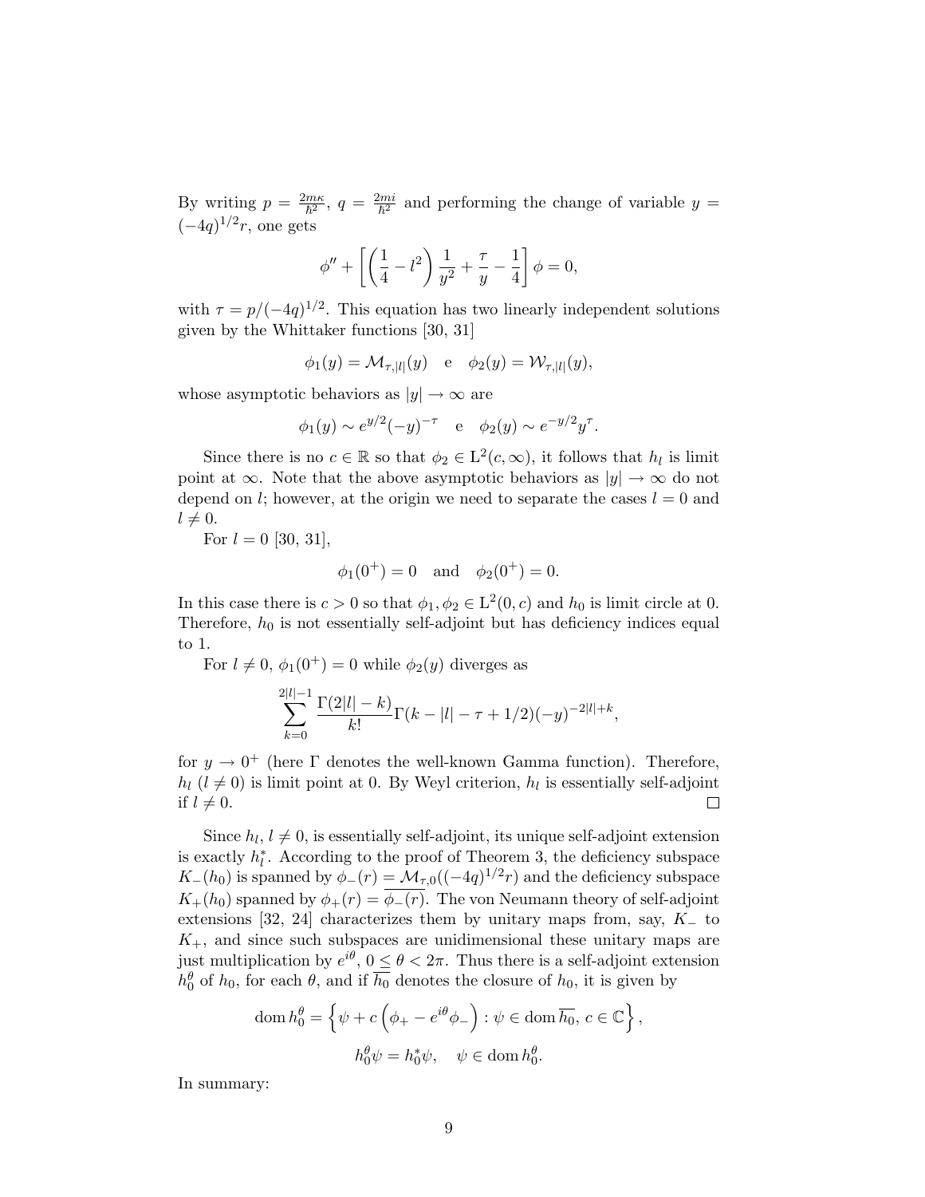By writing $p = \frac{2m\kappa}{\hbar^2}$, $q = \frac{2mi}{\hbar^2}$ and performing the change of variable $y = (-4q)^{1/2}r$, one gets

$$\phi'' + \left[\left(\frac{1}{4} - l^2\right)\frac{1}{y^2} + \frac{\tau}{y} - \frac{1}{4}\right]\phi = 0,$$

with $\tau = p/(-4q)^{1/2}$. This equation has two linearly independent solutions given by the Whittaker functions [30, 31]

$$\phi_1(y) = \mathcal{M}_{\tau,|l|}(y) \quad \text{e} \quad \phi_2(y) = \mathcal{W}_{\tau,|l|}(y),$$

whose asymptotic behaviors as $|y| \to \infty$ are

$$\phi_1(y) \sim e^{y/2}(-y)^{-\tau} \quad \text{e} \quad \phi_2(y) \sim e^{-y/2}y^{\tau}.$$

Since there is no $c \in \mathbb{R}$ so that $\phi_2 \in \mathrm{L}^2(c,\infty)$, it follows that $h_l$ is limit point at $\infty$. Note that the above asymptotic behaviors as $|y| \to \infty$ do not depend on $l$; however, at the origin we need to separate the cases $l = 0$ and $l \neq 0$.

For $l = 0$ [30, 31],

$$\phi_1(0^+) = 0 \quad \text{and} \quad \phi_2(0^+) = 0.$$

In this case there is $c > 0$ so that $\phi_1, \phi_2 \in \mathrm{L}^2(0,c)$ and $h_0$ is limit circle at 0. Therefore, $h_0$ is not essentially self-adjoint but has deficiency indices equal to 1.

For $l \neq 0$, $\phi_1(0^+) = 0$ while $\phi_2(y)$ diverges as

$$\sum_{k=0}^{2|l|-1} \frac{\Gamma(2|l|-k)}{k!}\Gamma(k - |l| - \tau + 1/2)(-y)^{-2|l|+k},$$

for $y \to 0^+$ (here $\Gamma$ denotes the well-known Gamma function). Therefore, $h_l$ ($l \neq 0$) is limit point at 0. By Weyl criterion, $h_l$ is essentially self-adjoint if $l \neq 0$. □

Since $h_l$, $l \neq 0$, is essentially self-adjoint, its unique self-adjoint extension is exactly $h_l^*$. According to the proof of Theorem 3, the deficiency subspace $K_-(h_0)$ is spanned by $\phi_-(r) = \mathcal{M}_{\tau,0}((-4q)^{1/2}r)$ and the deficiency subspace $K_+(h_0)$ spanned by $\phi_+(r) = \overline{\phi_-(r)}$. The von Neumann theory of self-adjoint extensions [32, 24] characterizes them by unitary maps from, say, $K_-$ to $K_+$, and since such subspaces are unidimensional these unitary maps are just multiplication by $e^{i\theta}$, $0 \leq \theta < 2\pi$. Thus there is a self-adjoint extension $h_0^\theta$ of $h_0$, for each $\theta$, and if $\overline{h_0}$ denotes the closure of $h_0$, it is given by

$$\mathrm{dom}\, h_0^\theta = \left\{\psi + c\left(\phi_+ - e^{i\theta}\phi_-\right) : \psi \in \mathrm{dom}\, \overline{h_0},\ c \in \mathbb{C}\right\},$$

$$h_0^\theta\psi = h_0^*\psi, \quad \psi \in \mathrm{dom}\, h_0^\theta.$$

In summary: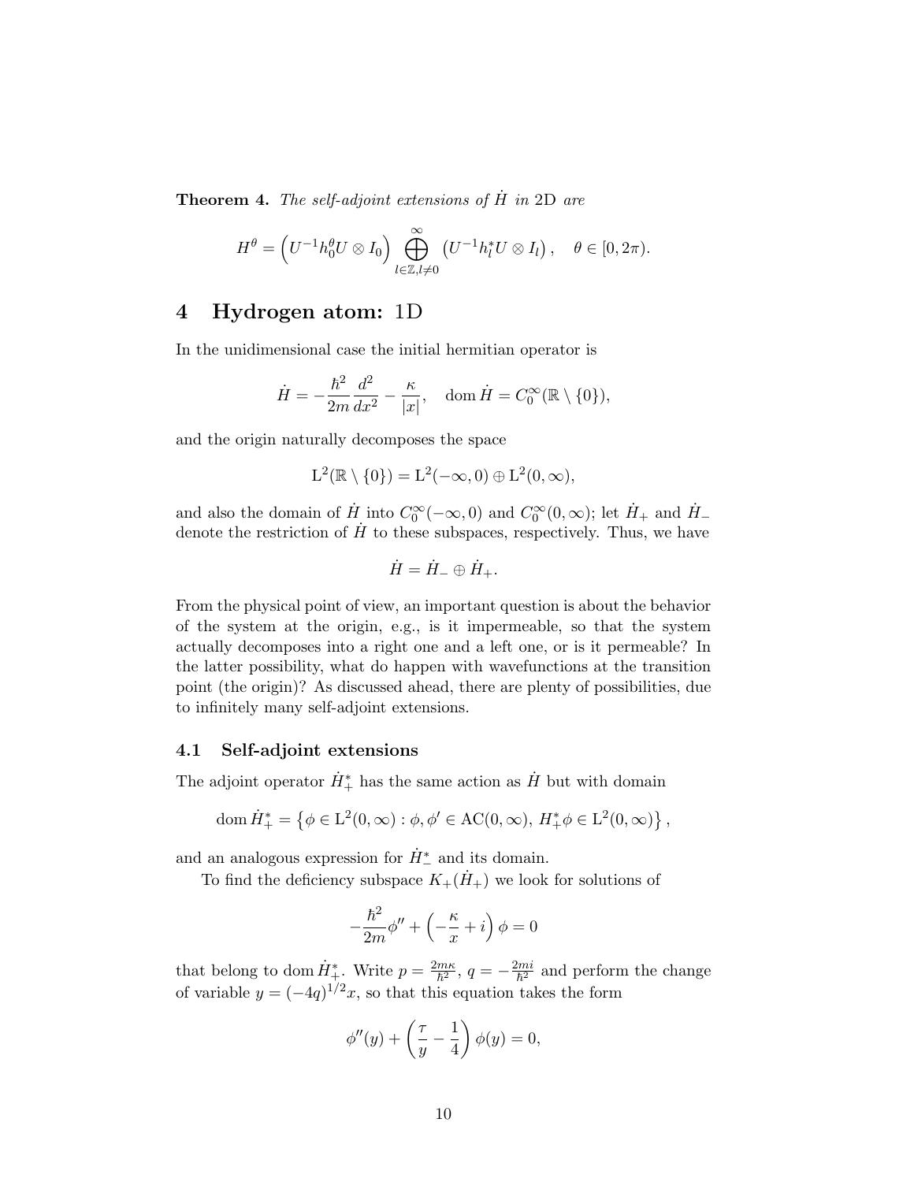**Theorem 4.** *The self-adjoint extensions of $\dot{H}$ in 2D are*

$$H^\theta = \left(U^{-1}h_0^\theta U \otimes I_0\right) \bigoplus_{l\in\mathbb{Z}, l\neq 0}^{\infty} \left(U^{-1}h_l^* U \otimes I_l\right), \quad \theta \in [0, 2\pi).$$

# 4 Hydrogen atom: 1D

In the unidimensional case the initial hermitian operator is

$$\dot{H} = -\frac{\hbar^2}{2m}\frac{d^2}{dx^2} - \frac{\kappa}{|x|}, \quad \operatorname{dom} \dot{H} = C_0^\infty(\mathbb{R}\setminus\{0\}),$$

and the origin naturally decomposes the space

$$\mathrm{L}^2(\mathbb{R}\setminus\{0\}) = \mathrm{L}^2(-\infty, 0) \oplus \mathrm{L}^2(0, \infty),$$

and also the domain of $\dot{H}$ into $C_0^\infty(-\infty, 0)$ and $C_0^\infty(0, \infty)$; let $\dot{H}_+$ and $\dot{H}_-$ denote the restriction of $\dot{H}$ to these subspaces, respectively. Thus, we have

$$\dot{H} = \dot{H}_- \oplus \dot{H}_+.$$

From the physical point of view, an important question is about the behavior of the system at the origin, e.g., is it impermeable, so that the system actually decomposes into a right one and a left one, or is it permeable? In the latter possibility, what do happen with wavefunctions at the transition point (the origin)? As discussed ahead, there are plenty of possibilities, due to infinitely many self-adjoint extensions.

## 4.1 Self-adjoint extensions

The adjoint operator $\dot{H}_+^*$ has the same action as $\dot{H}$ but with domain

$$\operatorname{dom} \dot{H}_+^* = \left\{\phi \in \mathrm{L}^2(0,\infty) : \phi, \phi' \in \mathrm{AC}(0,\infty),\ H_+^*\phi \in \mathrm{L}^2(0,\infty)\right\},$$

and an analogous expression for $\dot{H}_-^*$ and its domain.

To find the deficiency subspace $K_+(\dot{H}_+)$ we look for solutions of

$$-\frac{\hbar^2}{2m}\phi'' + \left(-\frac{\kappa}{x} + i\right)\phi = 0$$

that belong to $\operatorname{dom} \dot{H}_+^*$. Write $p = \frac{2m\kappa}{\hbar^2}$, $q = -\frac{2mi}{\hbar^2}$ and perform the change of variable $y = (-4q)^{1/2}x$, so that this equation takes the form

$$\phi''(y) + \left(\frac{\tau}{y} - \frac{1}{4}\right)\phi(y) = 0,$$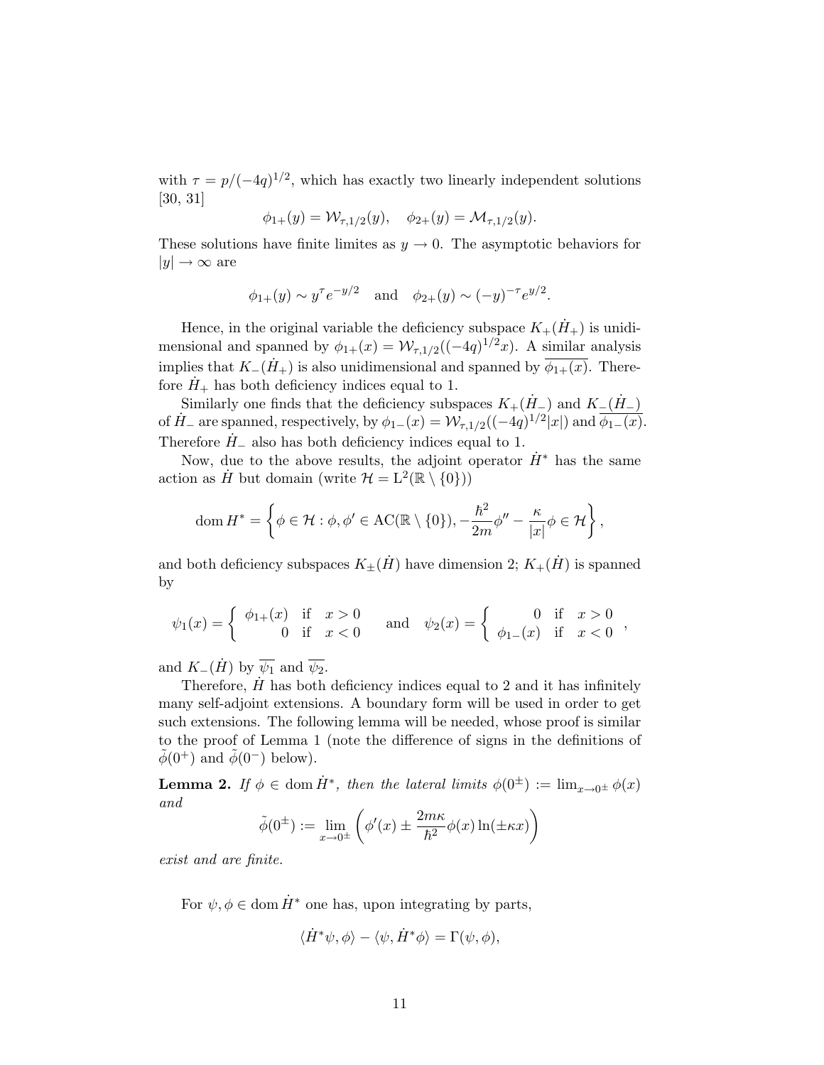with $\tau = p/(-4q)^{1/2}$, which has exactly two linearly independent solutions [30, 31]

$$\phi_{1+}(y) = \mathcal{W}_{\tau,1/2}(y), \quad \phi_{2+}(y) = \mathcal{M}_{\tau,1/2}(y).$$

These solutions have finite limites as $y \to 0$. The asymptotic behaviors for $|y| \to \infty$ are

$$\phi_{1+}(y) \sim y^{\tau} e^{-y/2} \quad \text{and} \quad \phi_{2+}(y) \sim (-y)^{-\tau} e^{y/2}.$$

Hence, in the original variable the deficiency subspace $K_+(\dot{H}_+)$ is unidimensional and spanned by $\phi_{1+}(x) = \mathcal{W}_{\tau,1/2}((-4q)^{1/2}x)$. A similar analysis implies that $K_-(\dot{H}_+)$ is also unidimensional and spanned by $\overline{\phi_{1+}(x)}$. Therefore $\dot{H}_+$ has both deficiency indices equal to 1.

Similarly one finds that the deficiency subspaces $K_+(\dot{H}_-)$ and $K_-(\dot{H}_-)$ of $\dot{H}_-$ are spanned, respectively, by $\phi_{1-}(x) = \mathcal{W}_{\tau,1/2}((-4q)^{1/2}|x|)$ and $\overline{\phi_{1-}(x)}$. Therefore $\dot{H}_-$ also has both deficiency indices equal to 1.

Now, due to the above results, the adjoint operator $\dot{H}^*$ has the same action as $\dot{H}$ but domain (write $\mathcal{H} = \mathrm{L}^2(\mathbb{R} \setminus \{0\})$)

$$\mathrm{dom}\, H^* = \left\{ \phi \in \mathcal{H} : \phi, \phi' \in \mathrm{AC}(\mathbb{R} \setminus \{0\}), -\frac{\hbar^2}{2m}\phi'' - \frac{\kappa}{|x|}\phi \in \mathcal{H} \right\},$$

and both deficiency subspaces $K_\pm(\dot{H})$ have dimension 2; $K_+(\dot{H})$ is spanned by

$$\psi_1(x) = \begin{cases} \phi_{1+}(x) & \text{if} \quad x > 0 \\ 0 & \text{if} \quad x < 0 \end{cases} \quad \text{and} \quad \psi_2(x) = \begin{cases} 0 & \text{if} \quad x > 0 \\ \phi_{1-}(x) & \text{if} \quad x < 0 \end{cases},$$

and $K_-(\dot{H})$ by $\overline{\psi_1}$ and $\overline{\psi_2}$.

Therefore, $\dot{H}$ has both deficiency indices equal to 2 and it has infinitely many self-adjoint extensions. A boundary form will be used in order to get such extensions. The following lemma will be needed, whose proof is similar to the proof of Lemma 1 (note the difference of signs in the definitions of $\tilde{\phi}(0^+)$ and $\tilde{\phi}(0^-)$ below).

**Lemma 2.** *If $\phi \in \mathrm{dom}\, \dot{H}^*$, then the lateral limits $\phi(0^\pm) := \lim_{x\to 0^\pm} \phi(x)$ and*

$$\tilde{\phi}(0^\pm) := \lim_{x\to 0^\pm} \left( \phi'(x) \pm \frac{2m\kappa}{\hbar^2}\phi(x)\ln(\pm\kappa x) \right)$$

*exist and are finite.*

For $\psi, \phi \in \mathrm{dom}\, \dot{H}^*$ one has, upon integrating by parts,

$$\langle \dot{H}^*\psi, \phi \rangle - \langle \psi, \dot{H}^*\phi \rangle = \Gamma(\psi, \phi),$$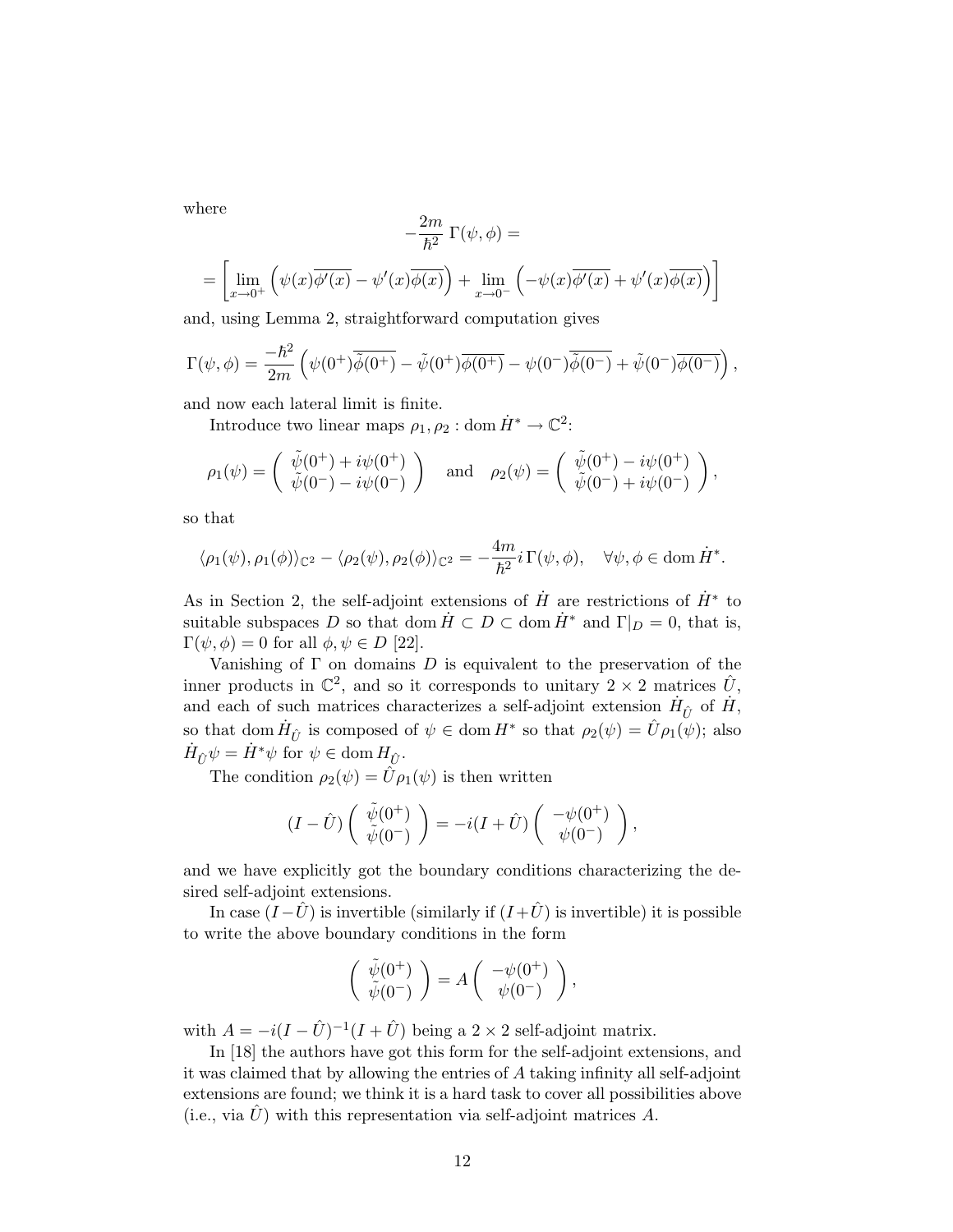where

$$-\frac{2m}{\hbar^2}\,\Gamma(\psi,\phi) =$$

$$= \left[\lim_{x\to 0^+}\left(\psi(x)\overline{\phi'(x)} - \psi'(x)\overline{\phi(x)}\right) + \lim_{x\to 0^-}\left(-\psi(x)\overline{\phi'(x)} + \psi'(x)\overline{\phi(x)}\right)\right]$$

and, using Lemma 2, straightforward computation gives

$$\Gamma(\psi,\phi) = \frac{-\hbar^2}{2m}\left(\psi(0^+)\overline{\tilde{\phi}(0^+)} - \tilde{\psi}(0^+)\overline{\phi(0^+)} - \psi(0^-)\overline{\tilde{\phi}(0^-)} + \tilde{\psi}(0^-)\overline{\phi(0^-)}\right),$$

and now each lateral limit is finite.

Introduce two linear maps $\rho_1, \rho_2 : \mathrm{dom}\,\dot{H}^* \to \mathbb{C}^2$:

$$\rho_1(\psi) = \begin{pmatrix} \tilde{\psi}(0^+) + i\psi(0^+) \\ \tilde{\psi}(0^-) - i\psi(0^-) \end{pmatrix} \quad \text{and} \quad \rho_2(\psi) = \begin{pmatrix} \tilde{\psi}(0^+) - i\psi(0^+) \\ \tilde{\psi}(0^-) + i\psi(0^-) \end{pmatrix},$$

so that

$$\langle \rho_1(\psi), \rho_1(\phi)\rangle_{\mathbb{C}^2} - \langle \rho_2(\psi), \rho_2(\phi)\rangle_{\mathbb{C}^2} = -\frac{4m}{\hbar^2}i\,\Gamma(\psi,\phi), \quad \forall \psi,\phi \in \mathrm{dom}\,\dot{H}^*.$$

As in Section 2, the self-adjoint extensions of $\dot{H}$ are restrictions of $\dot{H}^*$ to suitable subspaces $D$ so that $\mathrm{dom}\,\dot{H} \subset D \subset \mathrm{dom}\,\dot{H}^*$ and $\Gamma|_D = 0$, that is, $\Gamma(\psi,\phi) = 0$ for all $\phi,\psi \in D$ [22].

Vanishing of $\Gamma$ on domains $D$ is equivalent to the preservation of the inner products in $\mathbb{C}^2$, and so it corresponds to unitary $2\times 2$ matrices $\hat{U}$, and each of such matrices characterizes a self-adjoint extension $\dot{H}_{\hat{U}}$ of $\dot{H}$, so that $\mathrm{dom}\,\dot{H}_{\hat{U}}$ is composed of $\psi \in \mathrm{dom}\,H^*$ so that $\rho_2(\psi) = \hat{U}\rho_1(\psi)$; also $\dot{H}_{\hat{U}}\psi = \dot{H}^*\psi$ for $\psi \in \mathrm{dom}\,H_{\hat{U}}$.

The condition $\rho_2(\psi) = \hat{U}\rho_1(\psi)$ is then written

$$(I - \hat{U})\begin{pmatrix} \tilde{\psi}(0^+) \\ \tilde{\psi}(0^-) \end{pmatrix} = -i(I + \hat{U})\begin{pmatrix} -\psi(0^+) \\ \psi(0^-) \end{pmatrix},$$

and we have explicitly got the boundary conditions characterizing the desired self-adjoint extensions.

In case $(I - \hat{U})$ is invertible (similarly if $(I + \hat{U})$ is invertible) it is possible to write the above boundary conditions in the form

$$\begin{pmatrix} \tilde{\psi}(0^+) \\ \tilde{\psi}(0^-) \end{pmatrix} = A\begin{pmatrix} -\psi(0^+) \\ \psi(0^-) \end{pmatrix},$$

with $A = -i(I - \hat{U})^{-1}(I + \hat{U})$ being a $2\times 2$ self-adjoint matrix.

In [18] the authors have got this form for the self-adjoint extensions, and it was claimed that by allowing the entries of $A$ taking infinity all self-adjoint extensions are found; we think it is a hard task to cover all possibilities above (i.e., via $\hat{U}$) with this representation via self-adjoint matrices $A$.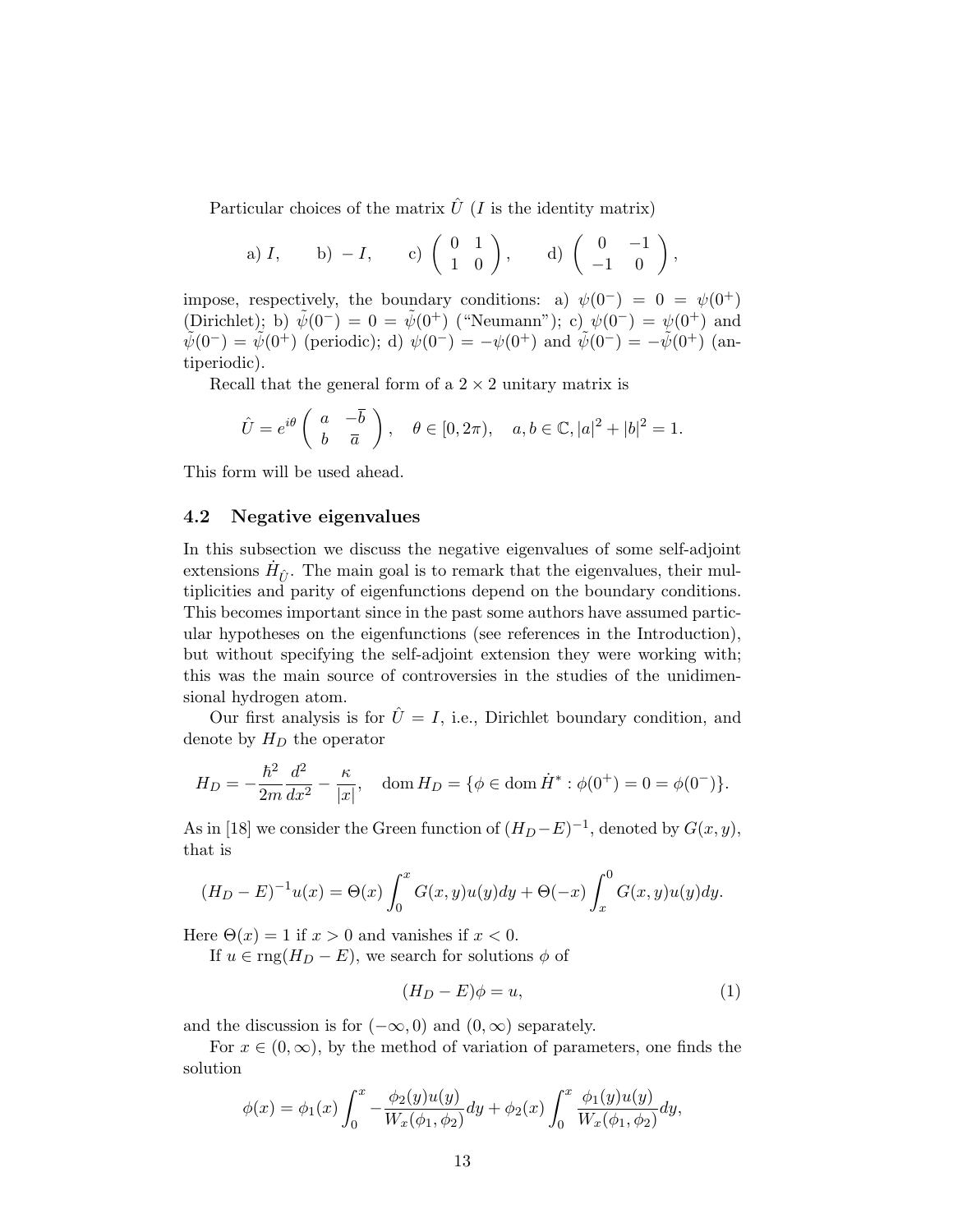Particular choices of the matrix $\hat{U}$ ($I$ is the identity matrix)

$$
\text{a) } I, \qquad \text{b) } -I, \qquad \text{c) } \begin{pmatrix} 0 & 1 \\ 1 & 0 \end{pmatrix}, \qquad \text{d) } \begin{pmatrix} 0 & -1 \\ -1 & 0 \end{pmatrix},
$$

impose, respectively, the boundary conditions: a) $\psi(0^-) = 0 = \psi(0^+)$ (Dirichlet); b) $\tilde{\psi}(0^-) = 0 = \tilde{\psi}(0^+)$ ("Neumann"); c) $\psi(0^-) = \psi(0^+)$ and $\tilde{\psi}(0^-) = \tilde{\psi}(0^+)$ (periodic); d) $\psi(0^-) = -\psi(0^+)$ and $\tilde{\psi}(0^-) = -\tilde{\psi}(0^+)$ (antiperiodic).

Recall that the general form of a $2 \times 2$ unitary matrix is

$$
\hat{U} = e^{i\theta} \begin{pmatrix} a & -\overline{b} \\ b & \overline{a} \end{pmatrix}, \quad \theta \in [0, 2\pi), \quad a, b \in \mathbb{C}, |a|^2 + |b|^2 = 1.
$$

This form will be used ahead.

### 4.2 Negative eigenvalues

In this subsection we discuss the negative eigenvalues of some self-adjoint extensions $\dot{H}_{\hat{U}}$. The main goal is to remark that the eigenvalues, their multiplicities and parity of eigenfunctions depend on the boundary conditions. This becomes important since in the past some authors have assumed particular hypotheses on the eigenfunctions (see references in the Introduction), but without specifying the self-adjoint extension they were working with; this was the main source of controversies in the studies of the unidimensional hydrogen atom.

Our first analysis is for $\hat{U} = I$, i.e., Dirichlet boundary condition, and denote by $H_D$ the operator

$$
H_D = -\frac{\hbar^2}{2m}\frac{d^2}{dx^2} - \frac{\kappa}{|x|}, \quad \operatorname{dom} H_D = \{\phi \in \operatorname{dom} \dot{H}^* : \phi(0^+) = 0 = \phi(0^-)\}.
$$

As in [18] we consider the Green function of $(H_D - E)^{-1}$, denoted by $G(x, y)$, that is

$$
(H_D - E)^{-1}u(x) = \Theta(x) \int_0^x G(x, y)u(y)dy + \Theta(-x) \int_x^0 G(x, y)u(y)dy.
$$

Here $\Theta(x) = 1$ if $x > 0$ and vanishes if $x < 0$.

If $u \in \operatorname{rng}(H_D - E)$, we search for solutions $\phi$ of

$$
(H_D - E)\phi = u, \tag{1}
$$

and the discussion is for $(-\infty, 0)$ and $(0, \infty)$ separately.

For $x \in (0, \infty)$, by the method of variation of parameters, one finds the solution

$$
\phi(x) = \phi_1(x) \int_0^x -\frac{\phi_2(y)u(y)}{W_x(\phi_1, \phi_2)}dy + \phi_2(x) \int_0^x \frac{\phi_1(y)u(y)}{W_x(\phi_1, \phi_2)}dy,
$$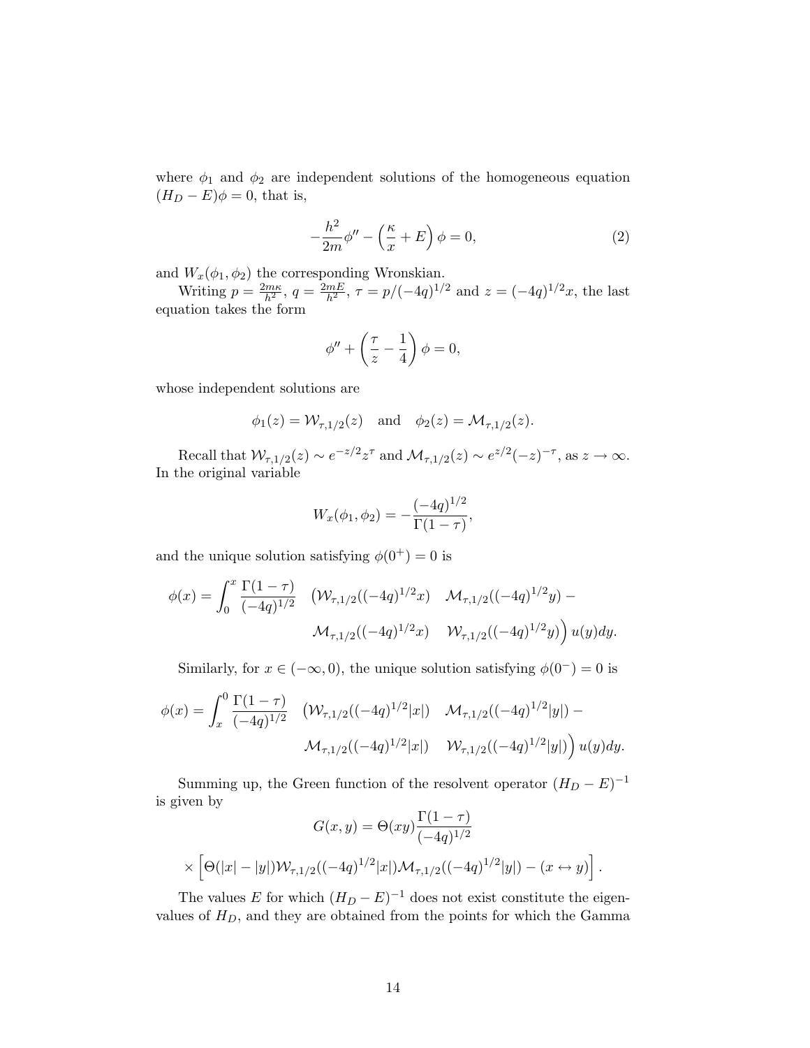where $\phi_1$ and $\phi_2$ are independent solutions of the homogeneous equation $(H_D - E)\phi = 0$, that is,

$$-\frac{h^2}{2m}\phi'' - \left(\frac{\kappa}{x} + E\right)\phi = 0, \tag{2}$$

and $W_x(\phi_1, \phi_2)$ the corresponding Wronskian.

Writing $p = \frac{2m\kappa}{h^2}$, $q = \frac{2mE}{h^2}$, $\tau = p/(-4q)^{1/2}$ and $z = (-4q)^{1/2}x$, the last equation takes the form

$$\phi'' + \left(\frac{\tau}{z} - \frac{1}{4}\right)\phi = 0,$$

whose independent solutions are

$$\phi_1(z) = \mathcal{W}_{\tau,1/2}(z) \quad \text{and} \quad \phi_2(z) = \mathcal{M}_{\tau,1/2}(z).$$

Recall that $\mathcal{W}_{\tau,1/2}(z) \sim e^{-z/2}z^{\tau}$ and $\mathcal{M}_{\tau,1/2}(z) \sim e^{z/2}(-z)^{-\tau}$, as $z \to \infty$. In the original variable

$$W_x(\phi_1, \phi_2) = -\frac{(-4q)^{1/2}}{\Gamma(1-\tau)},$$

and the unique solution satisfying $\phi(0^+) = 0$ is

$$\phi(x) = \int_0^x \frac{\Gamma(1-\tau)}{(-4q)^{1/2}} \quad \big(\mathcal{W}_{\tau,1/2}((-4q)^{1/2}x) \quad \mathcal{M}_{\tau,1/2}((-4q)^{1/2}y) - \mathcal{M}_{\tau,1/2}((-4q)^{1/2}x) \quad \mathcal{W}_{\tau,1/2}((-4q)^{1/2}y)\big)\, u(y)dy.$$

Similarly, for $x \in (-\infty, 0)$, the unique solution satisfying $\phi(0^-) = 0$ is

$$\phi(x) = \int_x^0 \frac{\Gamma(1-\tau)}{(-4q)^{1/2}} \quad \big(\mathcal{W}_{\tau,1/2}((-4q)^{1/2}|x|) \quad \mathcal{M}_{\tau,1/2}((-4q)^{1/2}|y|) - \mathcal{M}_{\tau,1/2}((-4q)^{1/2}|x|) \quad \mathcal{W}_{\tau,1/2}((-4q)^{1/2}|y|)\big)\, u(y)dy.$$

Summing up, the Green function of the resolvent operator $(H_D - E)^{-1}$ is given by

$$G(x,y) = \Theta(xy)\frac{\Gamma(1-\tau)}{(-4q)^{1/2}}$$

$$\times \left[\Theta(|x| - |y|)\mathcal{W}_{\tau,1/2}((-4q)^{1/2}|x|)\mathcal{M}_{\tau,1/2}((-4q)^{1/2}|y|) - (x \leftrightarrow y)\right].$$

The values $E$ for which $(H_D - E)^{-1}$ does not exist constitute the eigenvalues of $H_D$, and they are obtained from the points for which the Gamma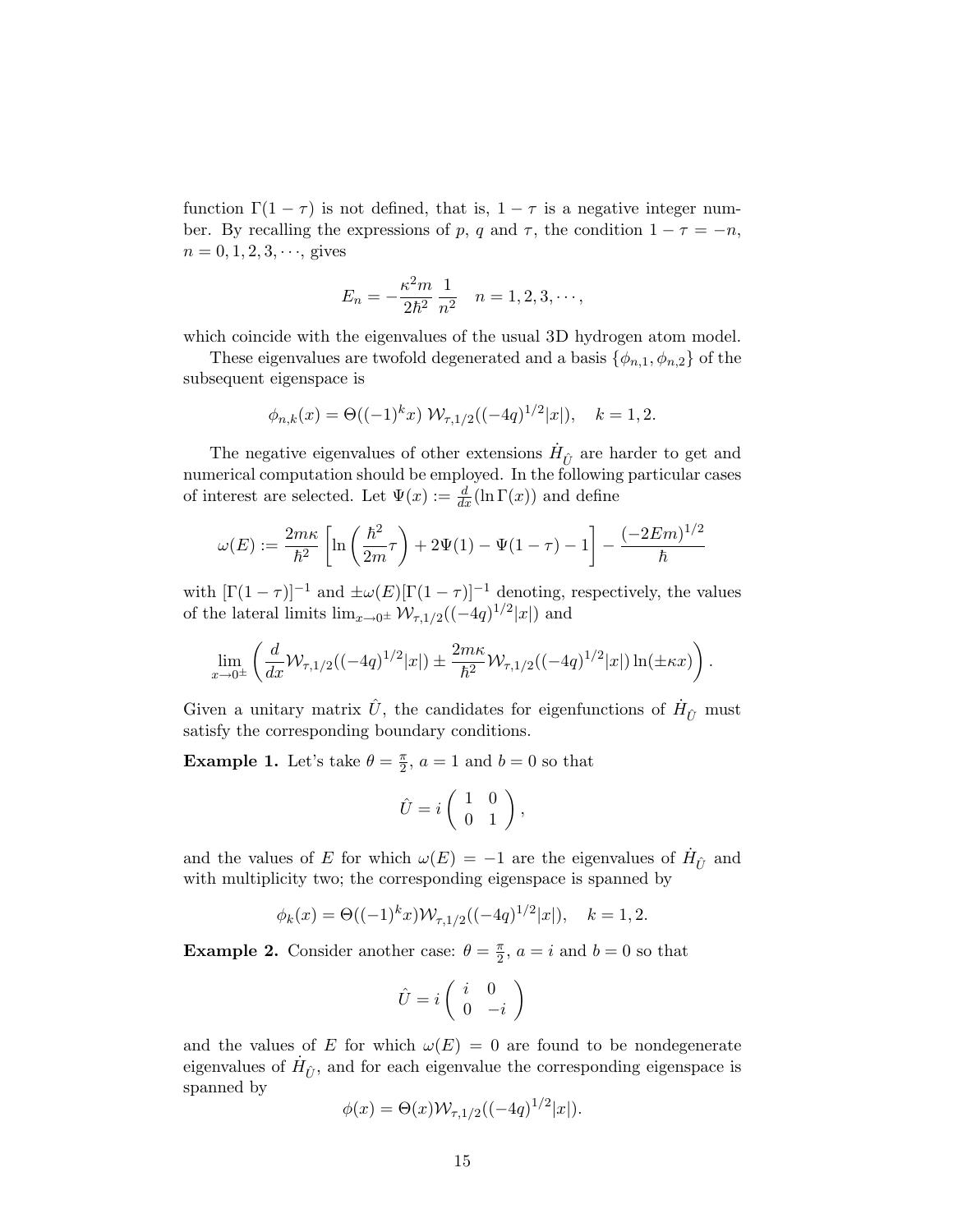function $\Gamma(1-\tau)$ is not defined, that is, $1-\tau$ is a negative integer number. By recalling the expressions of $p$, $q$ and $\tau$, the condition $1-\tau = -n$, $n = 0, 1, 2, 3, \cdots$, gives

$$E_n = -\frac{\kappa^2 m}{2\hbar^2}\,\frac{1}{n^2} \quad n = 1, 2, 3, \cdots,$$

which coincide with the eigenvalues of the usual 3D hydrogen atom model.

These eigenvalues are twofold degenerated and a basis $\{\phi_{n,1}, \phi_{n,2}\}$ of the subsequent eigenspace is

$$\phi_{n,k}(x) = \Theta((-1)^k x)\,\mathcal{W}_{\tau,1/2}((-4q)^{1/2}|x|), \quad k = 1, 2.$$

The negative eigenvalues of other extensions $\dot{H}_{\hat{U}}$ are harder to get and numerical computation should be employed. In the following particular cases of interest are selected. Let $\Psi(x) := \frac{d}{dx}(\ln \Gamma(x))$ and define

$$\omega(E) := \frac{2m\kappa}{\hbar^2}\left[\ln\left(\frac{\hbar^2}{2m}\tau\right) + 2\Psi(1) - \Psi(1-\tau) - 1\right] - \frac{(-2Em)^{1/2}}{\hbar}$$

with $[\Gamma(1-\tau)]^{-1}$ and $\pm\omega(E)[\Gamma(1-\tau)]^{-1}$ denoting, respectively, the values of the lateral limits $\lim_{x\to 0^\pm} \mathcal{W}_{\tau,1/2}((-4q)^{1/2}|x|)$ and

$$\lim_{x\to 0^\pm}\left(\frac{d}{dx}\mathcal{W}_{\tau,1/2}((-4q)^{1/2}|x|) \pm \frac{2m\kappa}{\hbar^2}\mathcal{W}_{\tau,1/2}((-4q)^{1/2}|x|)\ln(\pm\kappa x)\right).$$

Given a unitary matrix $\hat{U}$, the candidates for eigenfunctions of $\dot{H}_{\hat{U}}$ must satisfy the corresponding boundary conditions.

**Example 1.** Let's take $\theta = \frac{\pi}{2}$, $a = 1$ and $b = 0$ so that

$$\hat{U} = i\begin{pmatrix} 1 & 0 \\ 0 & 1 \end{pmatrix},$$

and the values of $E$ for which $\omega(E) = -1$ are the eigenvalues of $\dot{H}_{\hat{U}}$ and with multiplicity two; the corresponding eigenspace is spanned by

$$\phi_k(x) = \Theta((-1)^k x)\mathcal{W}_{\tau,1/2}((-4q)^{1/2}|x|), \quad k = 1, 2.$$

**Example 2.** Consider another case: $\theta = \frac{\pi}{2}$, $a = i$ and $b = 0$ so that

$$\hat{U} = i\begin{pmatrix} i & 0 \\ 0 & -i \end{pmatrix}$$

and the values of $E$ for which $\omega(E) = 0$ are found to be nondegenerate eigenvalues of $\dot{H}_{\hat{U}}$, and for each eigenvalue the corresponding eigenspace is spanned by

$$\phi(x) = \Theta(x)\mathcal{W}_{\tau,1/2}((-4q)^{1/2}|x|).$$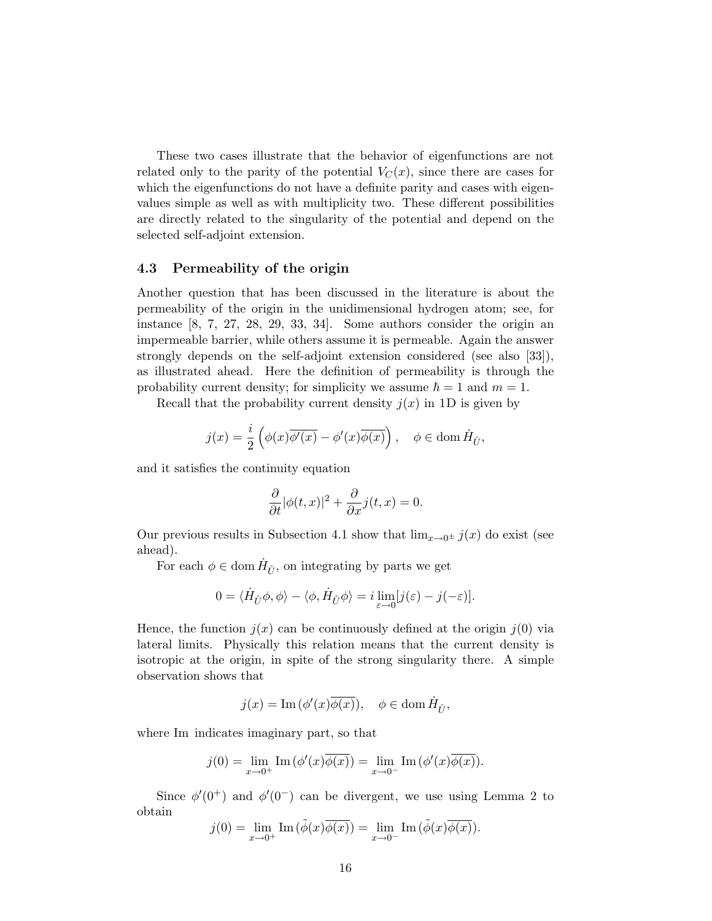These two cases illustrate that the behavior of eigenfunctions are not related only to the parity of the potential $V_C(x)$, since there are cases for which the eigenfunctions do not have a definite parity and cases with eigenvalues simple as well as with multiplicity two. These different possibilities are directly related to the singularity of the potential and depend on the selected self-adjoint extension.

### 4.3 Permeability of the origin

Another question that has been discussed in the literature is about the permeability of the origin in the unidimensional hydrogen atom; see, for instance [8, 7, 27, 28, 29, 33, 34]. Some authors consider the origin an impermeable barrier, while others assume it is permeable. Again the answer strongly depends on the self-adjoint extension considered (see also [33]), as illustrated ahead. Here the definition of permeability is through the probability current density; for simplicity we assume $\hbar = 1$ and $m = 1$.

Recall that the probability current density $j(x)$ in 1D is given by

$$j(x) = \frac{i}{2}\left(\phi(x)\overline{\phi'(x)} - \phi'(x)\overline{\phi(x)}\right), \quad \phi \in \operatorname{dom} \dot{H}_{\hat{U}},$$

and it satisfies the continuity equation

$$\frac{\partial}{\partial t}|\phi(t,x)|^2 + \frac{\partial}{\partial x}j(t,x) = 0.$$

Our previous results in Subsection 4.1 show that $\lim_{x\to 0^\pm} j(x)$ do exist (see ahead).

For each $\phi \in \operatorname{dom} \dot{H}_{\hat{U}}$, on integrating by parts we get

$$0 = \langle \dot{H}_{\hat{U}}\phi, \phi\rangle - \langle \phi, \dot{H}_{\hat{U}}\phi\rangle = i\lim_{\varepsilon\to 0}[j(\varepsilon) - j(-\varepsilon)].$$

Hence, the function $j(x)$ can be continuously defined at the origin $j(0)$ via lateral limits. Physically this relation means that the current density is isotropic at the origin, in spite of the strong singularity there. A simple observation shows that

$$j(x) = \operatorname{Im}(\phi'(x)\overline{\phi(x)}), \quad \phi \in \operatorname{dom} \dot{H}_{\hat{U}},$$

where Im indicates imaginary part, so that

$$j(0) = \lim_{x\to 0^+} \operatorname{Im}(\phi'(x)\overline{\phi(x)}) = \lim_{x\to 0^-} \operatorname{Im}(\phi'(x)\overline{\phi(x)}).$$

Since $\phi'(0^+)$ and $\phi'(0^-)$ can be divergent, we use using Lemma 2 to obtain

$$j(0) = \lim_{x\to 0^+} \operatorname{Im}(\tilde{\phi}(x)\overline{\phi(x)}) = \lim_{x\to 0^-} \operatorname{Im}(\tilde{\phi}(x)\overline{\phi(x)}).$$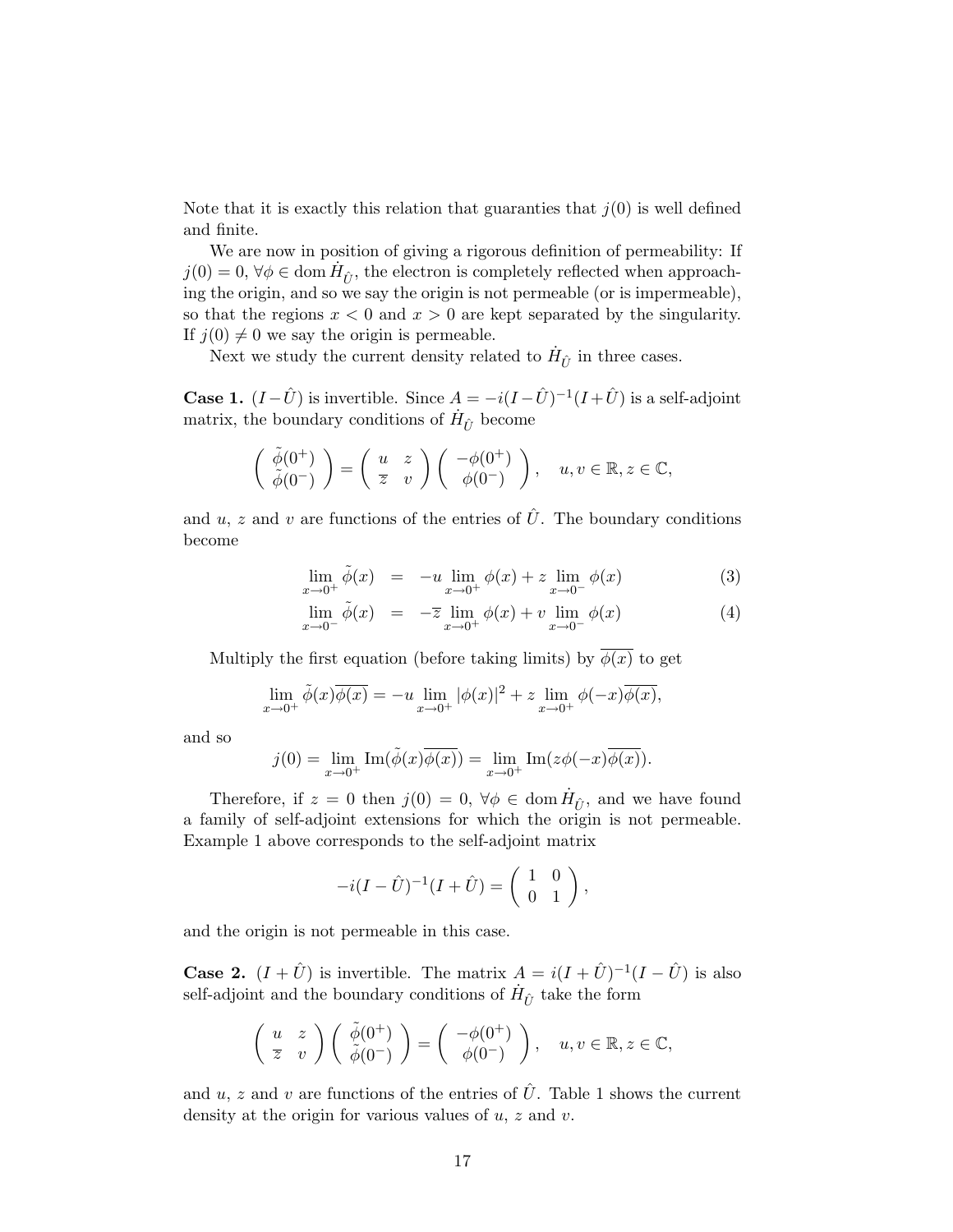Note that it is exactly this relation that guaranties that $j(0)$ is well defined and finite.

We are now in position of giving a rigorous definition of permeability: If $j(0) = 0$, $\forall \phi \in \operatorname{dom} \dot{H}_{\hat{U}}$, the electron is completely reflected when approaching the origin, and so we say the origin is not permeable (or is impermeable), so that the regions $x < 0$ and $x > 0$ are kept separated by the singularity. If $j(0) \neq 0$ we say the origin is permeable.

Next we study the current density related to $\dot{H}_{\hat{U}}$ in three cases.

**Case 1.** $(I - \hat{U})$ is invertible. Since $A = -i(I - \hat{U})^{-1}(I + \hat{U})$ is a self-adjoint matrix, the boundary conditions of $\dot{H}_{\hat{U}}$ become

$$\begin{pmatrix} \tilde{\phi}(0^+) \\ \tilde{\phi}(0^-) \end{pmatrix} = \begin{pmatrix} u & z \\ \overline{z} & v \end{pmatrix} \begin{pmatrix} -\phi(0^+) \\ \phi(0^-) \end{pmatrix}, \quad u, v \in \mathbb{R}, z \in \mathbb{C},$$

and $u$, $z$ and $v$ are functions of the entries of $\hat{U}$. The boundary conditions become

$$\lim_{x \to 0^+} \tilde{\phi}(x) = -u \lim_{x \to 0^+} \phi(x) + z \lim_{x \to 0^-} \phi(x) \tag{3}$$

$$\lim_{x \to 0^-} \tilde{\phi}(x) = -\overline{z} \lim_{x \to 0^+} \phi(x) + v \lim_{x \to 0^-} \phi(x) \tag{4}$$

Multiply the first equation (before taking limits) by $\overline{\phi(x)}$ to get

$$\lim_{x \to 0^+} \tilde{\phi}(x)\overline{\phi(x)} = -u \lim_{x \to 0^+} |\phi(x)|^2 + z \lim_{x \to 0^+} \phi(-x)\overline{\phi(x)},$$

and so

$$j(0) = \lim_{x \to 0^+} \operatorname{Im}(\tilde{\phi}(x)\overline{\phi(x)}) = \lim_{x \to 0^+} \operatorname{Im}(z\phi(-x)\overline{\phi(x)}).$$

Therefore, if $z = 0$ then $j(0) = 0$, $\forall \phi \in \operatorname{dom} \dot{H}_{\hat{U}}$, and we have found a family of self-adjoint extensions for which the origin is not permeable. Example 1 above corresponds to the self-adjoint matrix

$$-i(I - \hat{U})^{-1}(I + \hat{U}) = \begin{pmatrix} 1 & 0 \\ 0 & 1 \end{pmatrix},$$

and the origin is not permeable in this case.

**Case 2.** $(I + \hat{U})$ is invertible. The matrix $A = i(I + \hat{U})^{-1}(I - \hat{U})$ is also self-adjoint and the boundary conditions of $\dot{H}_{\hat{U}}$ take the form

$$\begin{pmatrix} u & z \\ \overline{z} & v \end{pmatrix} \begin{pmatrix} \tilde{\phi}(0^+) \\ \tilde{\phi}(0^-) \end{pmatrix} = \begin{pmatrix} -\phi(0^+) \\ \phi(0^-) \end{pmatrix}, \quad u, v \in \mathbb{R}, z \in \mathbb{C},$$

and $u$, $z$ and $v$ are functions of the entries of $\hat{U}$. Table 1 shows the current density at the origin for various values of $u$, $z$ and $v$.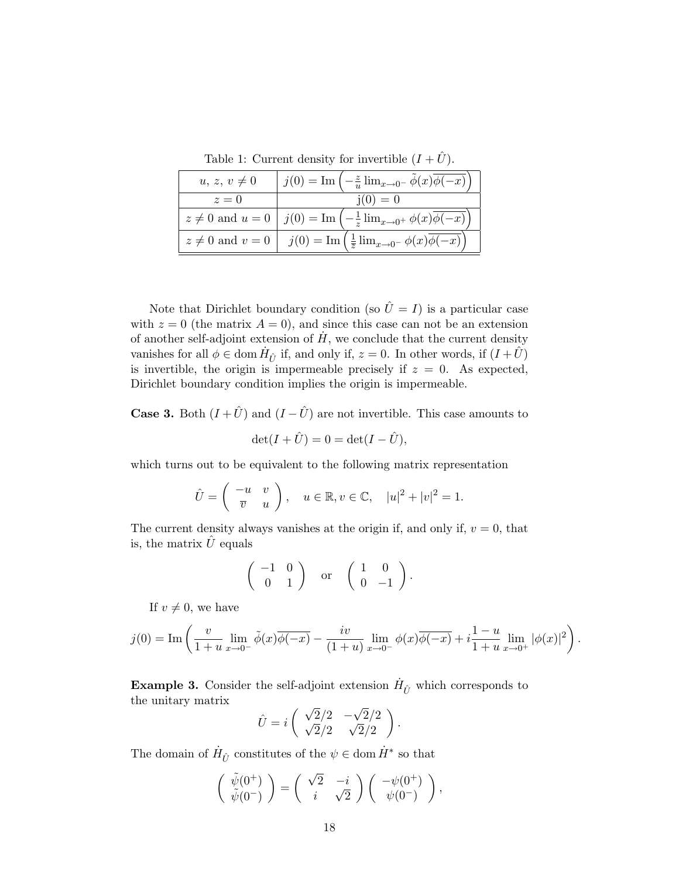Table 1: Current density for invertible $(I + \hat{U})$.

| | |
|---|---|
| $u,\, z,\, v \neq 0$ | $j(0) = \mathrm{Im}\left(-\frac{z}{u}\lim_{x\to 0^-} \tilde{\phi}(x)\overline{\phi(-x)}\right)$ |
| $z = 0$ | $\mathrm{j}(0) = 0$ |
| $z \neq 0$ and $u = 0$ | $j(0) = \mathrm{Im}\left(-\frac{1}{z}\lim_{x\to 0^+} \phi(x)\overline{\phi(-x)}\right)$ |
| $z \neq 0$ and $v = 0$ | $j(0) = \mathrm{Im}\left(\frac{1}{\overline{z}}\lim_{x\to 0^-} \phi(x)\overline{\phi(-x)}\right)$ |

Note that Dirichlet boundary condition (so $\hat{U} = I$) is a particular case with $z = 0$ (the matrix $A = 0$), and since this case can not be an extension of another self-adjoint extension of $\dot{H}$, we conclude that the current density vanishes for all $\phi \in \mathrm{dom}\, \dot{H}_{\hat{U}}$ if, and only if, $z = 0$. In other words, if $(I + \hat{U})$ is invertible, the origin is impermeable precisely if $z = 0$. As expected, Dirichlet boundary condition implies the origin is impermeable.

**Case 3.** Both $(I + \hat{U})$ and $(I - \hat{U})$ are not invertible. This case amounts to

$$\det(I + \hat{U}) = 0 = \det(I - \hat{U}),$$

which turns out to be equivalent to the following matrix representation

$$\hat{U} = \begin{pmatrix} -u & v \\ \overline{v} & u \end{pmatrix}, \quad u \in \mathbb{R}, v \in \mathbb{C}, \quad |u|^2 + |v|^2 = 1.$$

The current density always vanishes at the origin if, and only if, $v = 0$, that is, the matrix $\hat{U}$ equals

$$\begin{pmatrix} -1 & 0 \\ 0 & 1 \end{pmatrix} \quad \text{or} \quad \begin{pmatrix} 1 & 0 \\ 0 & -1 \end{pmatrix}.$$

If $v \neq 0$, we have

$$j(0) = \mathrm{Im}\left(\frac{v}{1+u}\lim_{x\to 0^-} \tilde{\phi}(x)\overline{\phi(-x)} - \frac{iv}{(1+u)}\lim_{x\to 0^-} \phi(x)\overline{\phi(-x)} + i\frac{1-u}{1+u}\lim_{x\to 0^+} |\phi(x)|^2\right).$$

**Example 3.** Consider the self-adjoint extension $\dot{H}_{\hat{U}}$ which corresponds to the unitary matrix

$$\hat{U} = i\begin{pmatrix} \sqrt{2}/2 & -\sqrt{2}/2 \\ \sqrt{2}/2 & \sqrt{2}/2 \end{pmatrix}.$$

The domain of $\dot{H}_{\hat{U}}$ constitutes of the $\psi \in \mathrm{dom}\, \dot{H}^*$ so that

$$\begin{pmatrix} \tilde{\psi}(0^+) \\ \tilde{\psi}(0^-) \end{pmatrix} = \begin{pmatrix} \sqrt{2} & -i \\ i & \sqrt{2} \end{pmatrix} \begin{pmatrix} -\psi(0^+) \\ \psi(0^-) \end{pmatrix},$$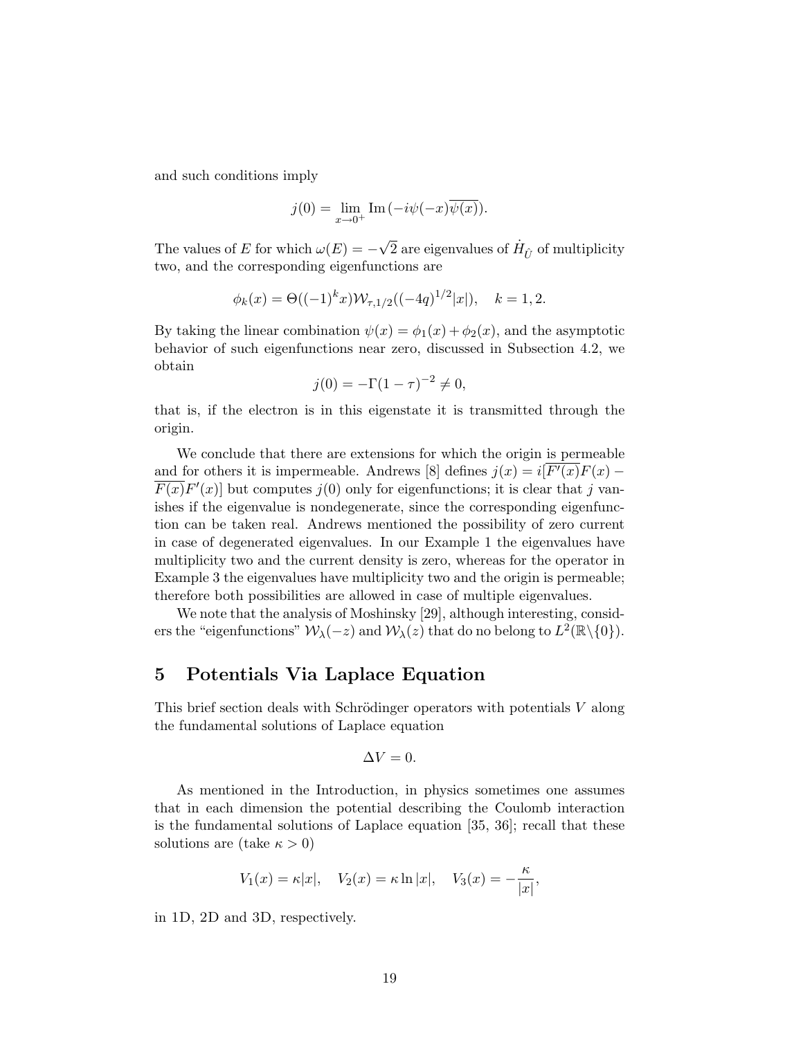and such conditions imply

$$j(0) = \lim_{x\to 0^+} \mathrm{Im}\,(-i\psi(-x)\overline{\psi(x)}).$$

The values of $E$ for which $\omega(E) = -\sqrt{2}$ are eigenvalues of $\dot{H}_{\hat{U}}$ of multiplicity two, and the corresponding eigenfunctions are

$$\phi_k(x) = \Theta((-1)^k x)\mathcal{W}_{\tau,1/2}((-4q)^{1/2}|x|), \quad k = 1, 2.$$

By taking the linear combination $\psi(x) = \phi_1(x) + \phi_2(x)$, and the asymptotic behavior of such eigenfunctions near zero, discussed in Subsection 4.2, we obtain

$$j(0) = -\Gamma(1-\tau)^{-2} \neq 0,$$

that is, if the electron is in this eigenstate it is transmitted through the origin.

We conclude that there are extensions for which the origin is permeable and for others it is impermeable. Andrews [8] defines $j(x) = i[\overline{F'(x)}F(x) - \overline{F(x)}F'(x)]$ but computes $j(0)$ only for eigenfunctions; it is clear that $j$ vanishes if the eigenvalue is nondegenerate, since the corresponding eigenfunction can be taken real. Andrews mentioned the possibility of zero current in case of degenerated eigenvalues. In our Example 1 the eigenvalues have multiplicity two and the current density is zero, whereas for the operator in Example 3 the eigenvalues have multiplicity two and the origin is permeable; therefore both possibilities are allowed in case of multiple eigenvalues.

We note that the analysis of Moshinsky [29], although interesting, considers the "eigenfunctions" $\mathcal{W}_\lambda(-z)$ and $\mathcal{W}_\lambda(z)$ that do no belong to $L^2(\mathbb{R}\backslash\{0\})$.

# 5 Potentials Via Laplace Equation

This brief section deals with Schrödinger operators with potentials $V$ along the fundamental solutions of Laplace equation

$$\Delta V = 0.$$

As mentioned in the Introduction, in physics sometimes one assumes that in each dimension the potential describing the Coulomb interaction is the fundamental solutions of Laplace equation [35, 36]; recall that these solutions are (take $\kappa > 0$)

$$V_1(x) = \kappa|x|, \quad V_2(x) = \kappa \ln|x|, \quad V_3(x) = -\frac{\kappa}{|x|},$$

in 1D, 2D and 3D, respectively.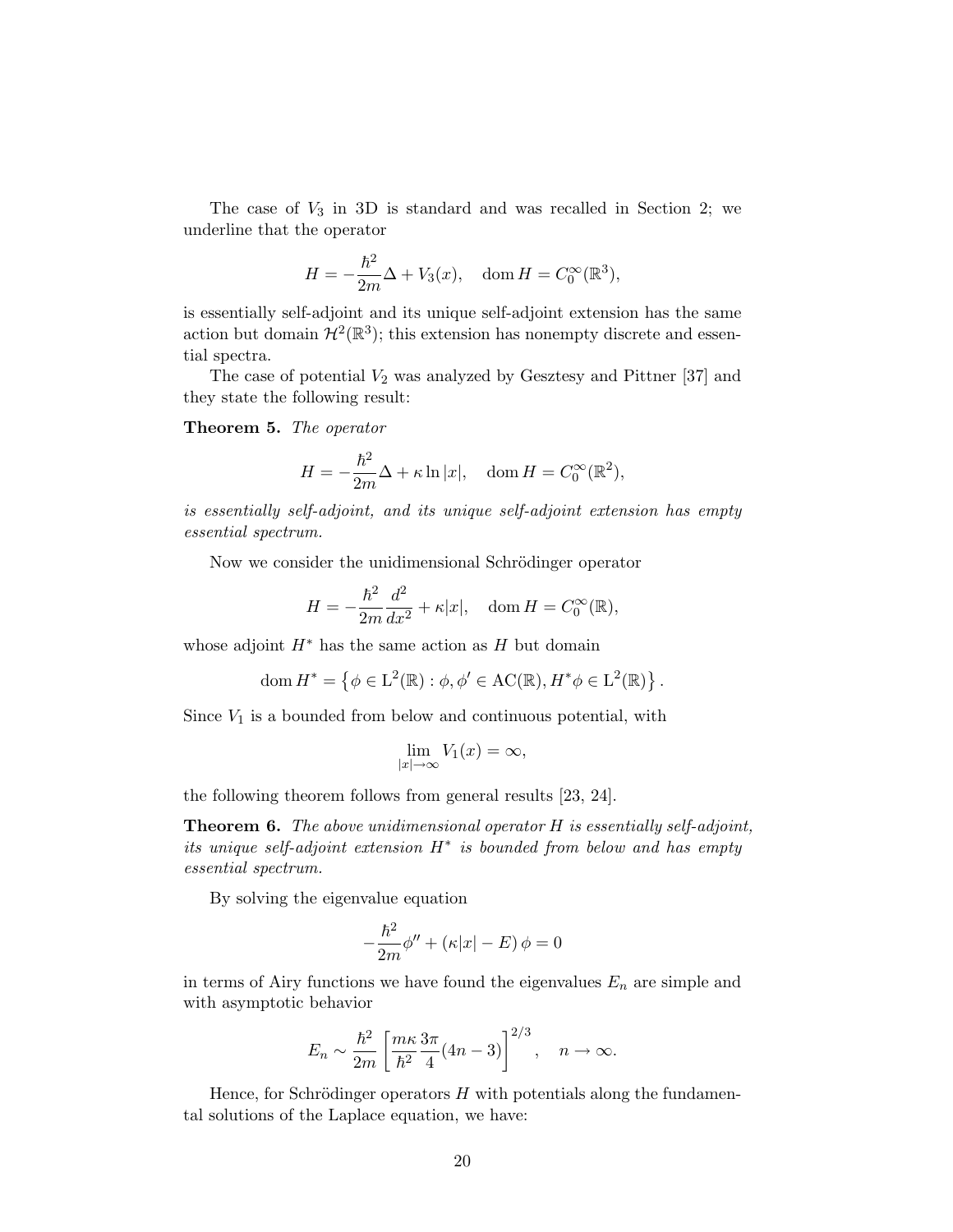The case of $V_3$ in 3D is standard and was recalled in Section 2; we underline that the operator

$$H = -\frac{\hbar^2}{2m}\Delta + V_3(x), \quad \operatorname{dom} H = C_0^\infty(\mathbb{R}^3),$$

is essentially self-adjoint and its unique self-adjoint extension has the same action but domain $\mathcal{H}^2(\mathbb{R}^3)$; this extension has nonempty discrete and essential spectra.

The case of potential $V_2$ was analyzed by Gesztesy and Pittner [37] and they state the following result:

**Theorem 5.** *The operator*

$$H = -\frac{\hbar^2}{2m}\Delta + \kappa \ln|x|, \quad \operatorname{dom} H = C_0^\infty(\mathbb{R}^2),$$

*is essentially self-adjoint, and its unique self-adjoint extension has empty essential spectrum.*

Now we consider the unidimensional Schrödinger operator

$$H = -\frac{\hbar^2}{2m}\frac{d^2}{dx^2} + \kappa|x|, \quad \operatorname{dom} H = C_0^\infty(\mathbb{R}),$$

whose adjoint $H^*$ has the same action as $H$ but domain

$$\operatorname{dom} H^* = \left\{\phi \in \mathrm{L}^2(\mathbb{R}) : \phi, \phi' \in \mathrm{AC}(\mathbb{R}), H^*\phi \in \mathrm{L}^2(\mathbb{R})\right\}.$$

Since $V_1$ is a bounded from below and continuous potential, with

$$\lim_{|x|\to\infty} V_1(x) = \infty,$$

the following theorem follows from general results [23, 24].

**Theorem 6.** *The above unidimensional operator $H$ is essentially self-adjoint, its unique self-adjoint extension $H^*$ is bounded from below and has empty essential spectrum.*

By solving the eigenvalue equation

$$-\frac{\hbar^2}{2m}\phi'' + (\kappa|x| - E)\,\phi = 0$$

in terms of Airy functions we have found the eigenvalues $E_n$ are simple and with asymptotic behavior

$$E_n \sim \frac{\hbar^2}{2m}\left[\frac{m\kappa}{\hbar^2}\frac{3\pi}{4}(4n-3)\right]^{2/3}, \quad n \to \infty.$$

Hence, for Schrödinger operators $H$ with potentials along the fundamental solutions of the Laplace equation, we have: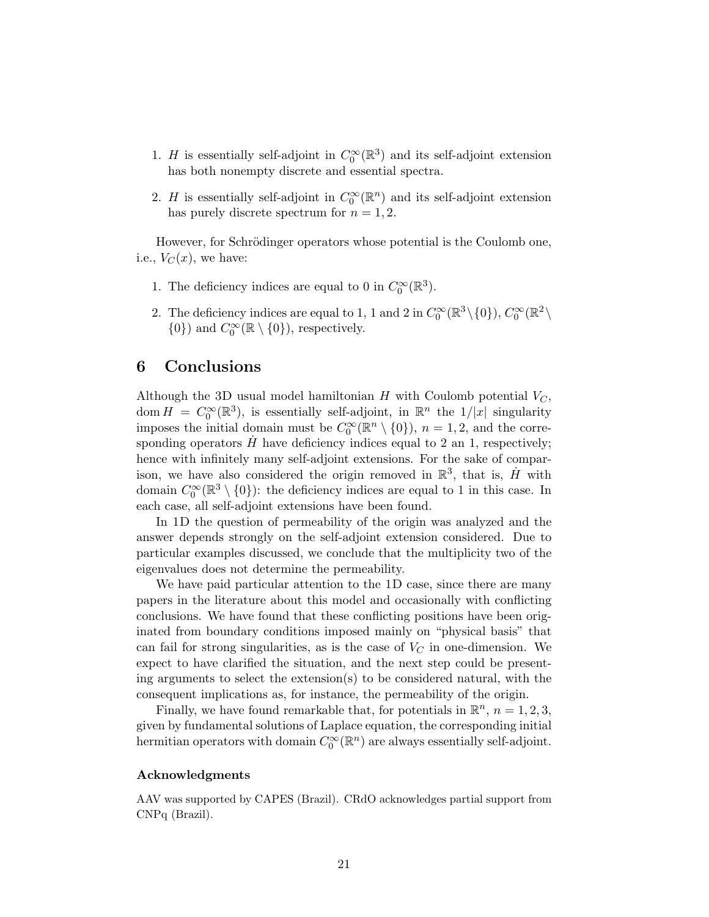1. $H$ is essentially self-adjoint in $C_0^\infty(\mathbb{R}^3)$ and its self-adjoint extension has both nonempty discrete and essential spectra.

2. $H$ is essentially self-adjoint in $C_0^\infty(\mathbb{R}^n)$ and its self-adjoint extension has purely discrete spectrum for $n = 1, 2$.

However, for Schrödinger operators whose potential is the Coulomb one, i.e., $V_C(x)$, we have:

1. The deficiency indices are equal to 0 in $C_0^\infty(\mathbb{R}^3)$.

2. The deficiency indices are equal to 1, 1 and 2 in $C_0^\infty(\mathbb{R}^3 \setminus \{0\})$, $C_0^\infty(\mathbb{R}^2 \setminus \{0\})$ and $C_0^\infty(\mathbb{R} \setminus \{0\})$, respectively.

# 6 Conclusions

Although the 3D usual model hamiltonian $H$ with Coulomb potential $V_C$, $\operatorname{dom} H = C_0^\infty(\mathbb{R}^3)$, is essentially self-adjoint, in $\mathbb{R}^n$ the $1/|x|$ singularity imposes the initial domain must be $C_0^\infty(\mathbb{R}^n \setminus \{0\})$, $n = 1, 2$, and the corresponding operators $\dot{H}$ have deficiency indices equal to 2 an 1, respectively; hence with infinitely many self-adjoint extensions. For the sake of comparison, we have also considered the origin removed in $\mathbb{R}^3$, that is, $\dot{H}$ with domain $C_0^\infty(\mathbb{R}^3 \setminus \{0\})$: the deficiency indices are equal to 1 in this case. In each case, all self-adjoint extensions have been found.

In 1D the question of permeability of the origin was analyzed and the answer depends strongly on the self-adjoint extension considered. Due to particular examples discussed, we conclude that the multiplicity two of the eigenvalues does not determine the permeability.

We have paid particular attention to the 1D case, since there are many papers in the literature about this model and occasionally with conflicting conclusions. We have found that these conflicting positions have been originated from boundary conditions imposed mainly on "physical basis" that can fail for strong singularities, as is the case of $V_C$ in one-dimension. We expect to have clarified the situation, and the next step could be presenting arguments to select the extension(s) to be considered natural, with the consequent implications as, for instance, the permeability of the origin.

Finally, we have found remarkable that, for potentials in $\mathbb{R}^n$, $n = 1, 2, 3$, given by fundamental solutions of Laplace equation, the corresponding initial hermitian operators with domain $C_0^\infty(\mathbb{R}^n)$ are always essentially self-adjoint.

### Acknowledgments

AAV was supported by CAPES (Brazil). CRdO acknowledges partial support from CNPq (Brazil).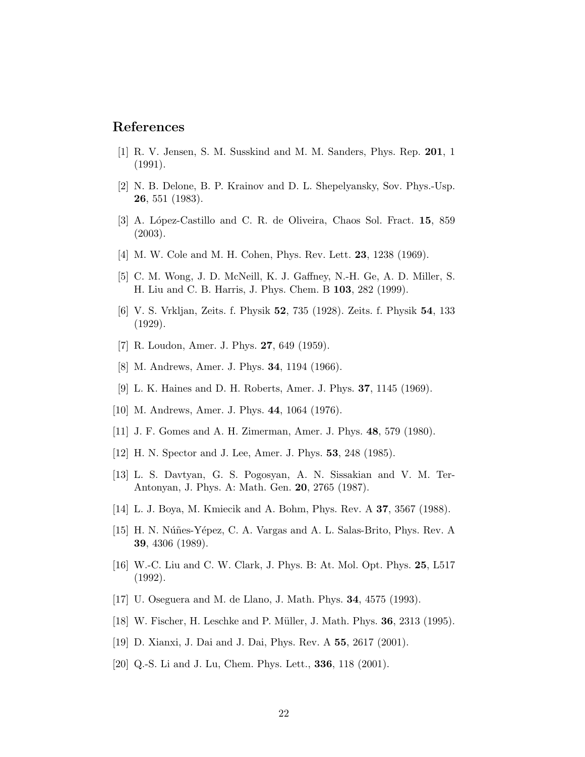## References

[1] R. V. Jensen, S. M. Susskind and M. M. Sanders, Phys. Rep. **201**, 1 (1991).

[2] N. B. Delone, B. P. Krainov and D. L. Shepelyansky, Sov. Phys.-Usp. **26**, 551 (1983).

[3] A. López-Castillo and C. R. de Oliveira, Chaos Sol. Fract. **15**, 859 (2003).

[4] M. W. Cole and M. H. Cohen, Phys. Rev. Lett. **23**, 1238 (1969).

[5] C. M. Wong, J. D. McNeill, K. J. Gaffney, N.-H. Ge, A. D. Miller, S. H. Liu and C. B. Harris, J. Phys. Chem. B **103**, 282 (1999).

[6] V. S. Vrkljan, Zeits. f. Physik **52**, 735 (1928). Zeits. f. Physik **54**, 133 (1929).

[7] R. Loudon, Amer. J. Phys. **27**, 649 (1959).

[8] M. Andrews, Amer. J. Phys. **34**, 1194 (1966).

[9] L. K. Haines and D. H. Roberts, Amer. J. Phys. **37**, 1145 (1969).

[10] M. Andrews, Amer. J. Phys. **44**, 1064 (1976).

[11] J. F. Gomes and A. H. Zimerman, Amer. J. Phys. **48**, 579 (1980).

[12] H. N. Spector and J. Lee, Amer. J. Phys. **53**, 248 (1985).

[13] L. S. Davtyan, G. S. Pogosyan, A. N. Sissakian and V. M. Ter-Antonyan, J. Phys. A: Math. Gen. **20**, 2765 (1987).

[14] L. J. Boya, M. Kmiecik and A. Bohm, Phys. Rev. A **37**, 3567 (1988).

[15] H. N. Núñes-Yépez, C. A. Vargas and A. L. Salas-Brito, Phys. Rev. A **39**, 4306 (1989).

[16] W.-C. Liu and C. W. Clark, J. Phys. B: At. Mol. Opt. Phys. **25**, L517 (1992).

[17] U. Oseguera and M. de Llano, J. Math. Phys. **34**, 4575 (1993).

[18] W. Fischer, H. Leschke and P. Müller, J. Math. Phys. **36**, 2313 (1995).

[19] D. Xianxi, J. Dai and J. Dai, Phys. Rev. A **55**, 2617 (2001).

[20] Q.-S. Li and J. Lu, Chem. Phys. Lett., **336**, 118 (2001).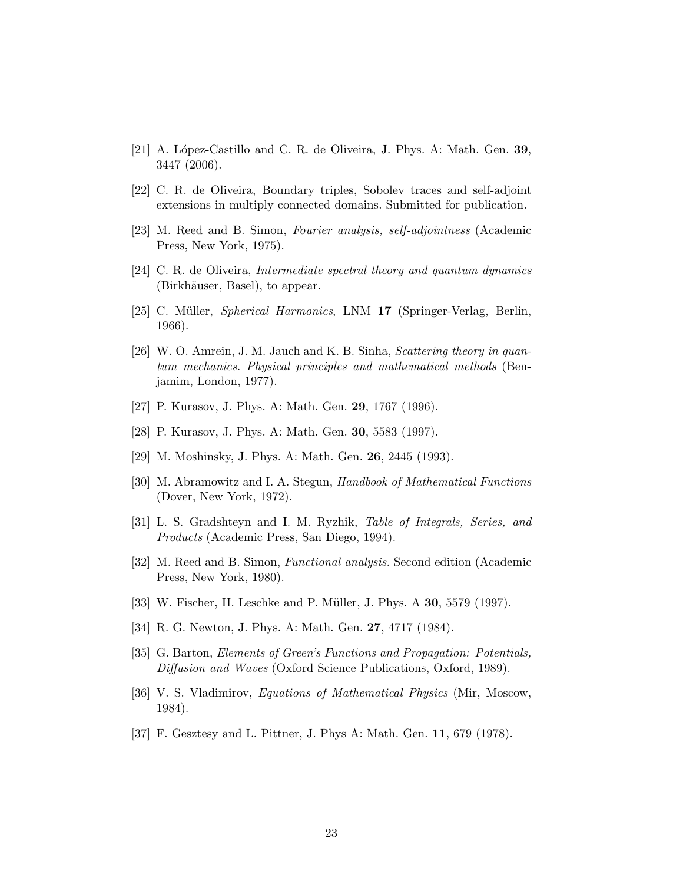[21] A. López-Castillo and C. R. de Oliveira, J. Phys. A: Math. Gen. **39**, 3447 (2006).

[22] C. R. de Oliveira, Boundary triples, Sobolev traces and self-adjoint extensions in multiply connected domains. Submitted for publication.

[23] M. Reed and B. Simon, *Fourier analysis, self-adjointness* (Academic Press, New York, 1975).

[24] C. R. de Oliveira, *Intermediate spectral theory and quantum dynamics* (Birkhäuser, Basel), to appear.

[25] C. Müller, *Spherical Harmonics*, LNM **17** (Springer-Verlag, Berlin, 1966).

[26] W. O. Amrein, J. M. Jauch and K. B. Sinha, *Scattering theory in quantum mechanics. Physical principles and mathematical methods* (Benjamim, London, 1977).

[27] P. Kurasov, J. Phys. A: Math. Gen. **29**, 1767 (1996).

[28] P. Kurasov, J. Phys. A: Math. Gen. **30**, 5583 (1997).

[29] M. Moshinsky, J. Phys. A: Math. Gen. **26**, 2445 (1993).

[30] M. Abramowitz and I. A. Stegun, *Handbook of Mathematical Functions* (Dover, New York, 1972).

[31] L. S. Gradshteyn and I. M. Ryzhik, *Table of Integrals, Series, and Products* (Academic Press, San Diego, 1994).

[32] M. Reed and B. Simon, *Functional analysis.* Second edition (Academic Press, New York, 1980).

[33] W. Fischer, H. Leschke and P. Müller, J. Phys. A **30**, 5579 (1997).

[34] R. G. Newton, J. Phys. A: Math. Gen. **27**, 4717 (1984).

[35] G. Barton, *Elements of Green's Functions and Propagation: Potentials, Diffusion and Waves* (Oxford Science Publications, Oxford, 1989).

[36] V. S. Vladimirov, *Equations of Mathematical Physics* (Mir, Moscow, 1984).

[37] F. Gesztesy and L. Pittner, J. Phys A: Math. Gen. **11**, 679 (1978).